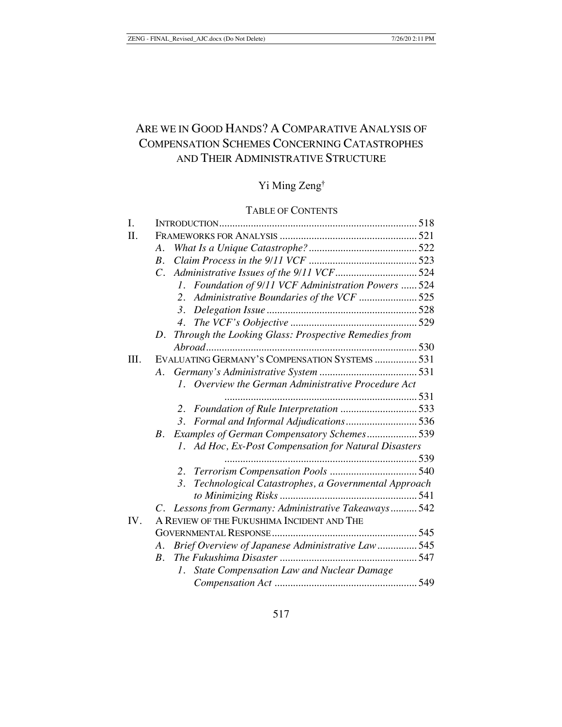# Are we in Good Hands? A Comparative Analysis of Compensation Schemes Concerning Catastrophes and Their Administrative Structure

Yi Ming Zeng†

TABLE OF CONTENTS

I. INTRODUCTION .......... 518

II. FRAMEWORKS FOR ANALYSIS .......... 521

- A. *What Is a Unique Catastrophe?* .......... 522
- B. *Claim Process in the 9/11 VCF* .......... 523
- C. *Administrative Issues of the 9/11 VCF* .......... 524
  - 1. *Foundation of 9/11 VCF Administration Powers* .......... 524
  - 2. *Administrative Boundaries of the VCF* .......... 525
  - 3. *Delegation Issue* .......... 528
  - 4. *The VCF's Oobjective* .......... 529
- D. *Through the Looking Glass: Prospective Remedies from Abroad* .......... 530

III. EVALUATING GERMANY'S COMPENSATION SYSTEMS .......... 531

- A. *Germany's Administrative System* .......... 531
  - 1. *Overview the German Administrative Procedure Act* .......... 531
  - 2. *Foundation of Rule Interpretation* .......... 533
  - 3. *Formal and Informal Adjudications* .......... 536
- B. *Examples of German Compensatory Schemes* .......... 539
  - 1. *Ad Hoc, Ex-Post Compensation for Natural Disasters* .......... 539
  - 2. *Terrorism Compensation Pools* .......... 540
  - 3. *Technological Catastrophes, a Governmental Approach to Minimizing Risks* .......... 541
- C. *Lessons from Germany: Administrative Takeaways* .......... 542

IV. A REVIEW OF THE FUKUSHIMA INCIDENT AND THE GOVERNMENTAL RESPONSE .......... 545

- A. *Brief Overview of Japanese Administrative Law* .......... 545
- B. *The Fukushima Disaster* .......... 547
  - 1. *State Compensation Law and Nuclear Damage Compensation Act* .......... 549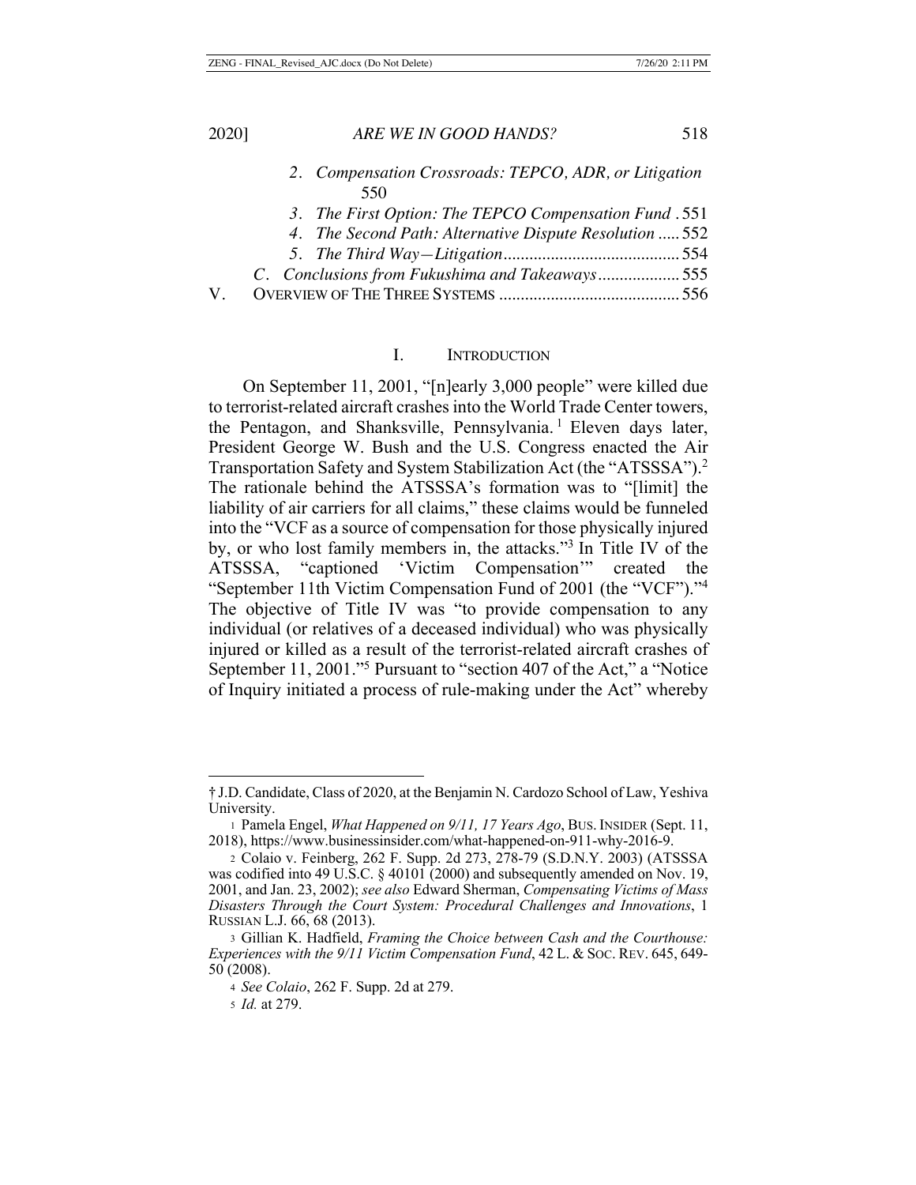2. *Compensation Crossroads: TEPCO, ADR, or Litigation* 550

3. *The First Option: The TEPCO Compensation Fund* . 551

4. *The Second Path: Alternative Dispute Resolution* ..... 552

5. *The Third Way—Litigation* ......................................... 554

C. *Conclusions from Fukushima and Takeaways* .................. 555

V. OVERVIEW OF THE THREE SYSTEMS .......................................... 556

## I. INTRODUCTION

On September 11, 2001, "[n]early 3,000 people" were killed due to terrorist-related aircraft crashes into the World Trade Center towers, the Pentagon, and Shanksville, Pennsylvania.[1] Eleven days later, President George W. Bush and the U.S. Congress enacted the Air Transportation Safety and System Stabilization Act (the "ATSSSA").[2] The rationale behind the ATSSSA's formation was to "[limit] the liability of air carriers for all claims," these claims would be funneled into the "VCF as a source of compensation for those physically injured by, or who lost family members in, the attacks."[3] In Title IV of the ATSSSA, "captioned 'Victim Compensation'" created the "September 11th Victim Compensation Fund of 2001 (the "VCF")."[4] The objective of Title IV was "to provide compensation to any individual (or relatives of a deceased individual) who was physically injured or killed as a result of the terrorist-related aircraft crashes of September 11, 2001."[5] Pursuant to "section 407 of the Act," a "Notice of Inquiry initiated a process of rule-making under the Act" whereby

---

† J.D. Candidate, Class of 2020, at the Benjamin N. Cardozo School of Law, Yeshiva University.

[1] Pamela Engel, *What Happened on 9/11, 17 Years Ago*, BUS. INSIDER (Sept. 11, 2018), https://www.businessinsider.com/what-happened-on-911-why-2016-9.

[2] Colaio v. Feinberg, 262 F. Supp. 2d 273, 278-79 (S.D.N.Y. 2003) (ATSSSA was codified into 49 U.S.C. § 40101 (2000) and subsequently amended on Nov. 19, 2001, and Jan. 23, 2002); *see also* Edward Sherman, *Compensating Victims of Mass Disasters Through the Court System: Procedural Challenges and Innovations*, 1 RUSSIAN L.J. 66, 68 (2013).

[3] Gillian K. Hadfield, *Framing the Choice between Cash and the Courthouse: Experiences with the 9/11 Victim Compensation Fund*, 42 L. & SOC. REV. 645, 649-50 (2008).

[4] *See Colaio*, 262 F. Supp. 2d at 279.

[5] *Id.* at 279.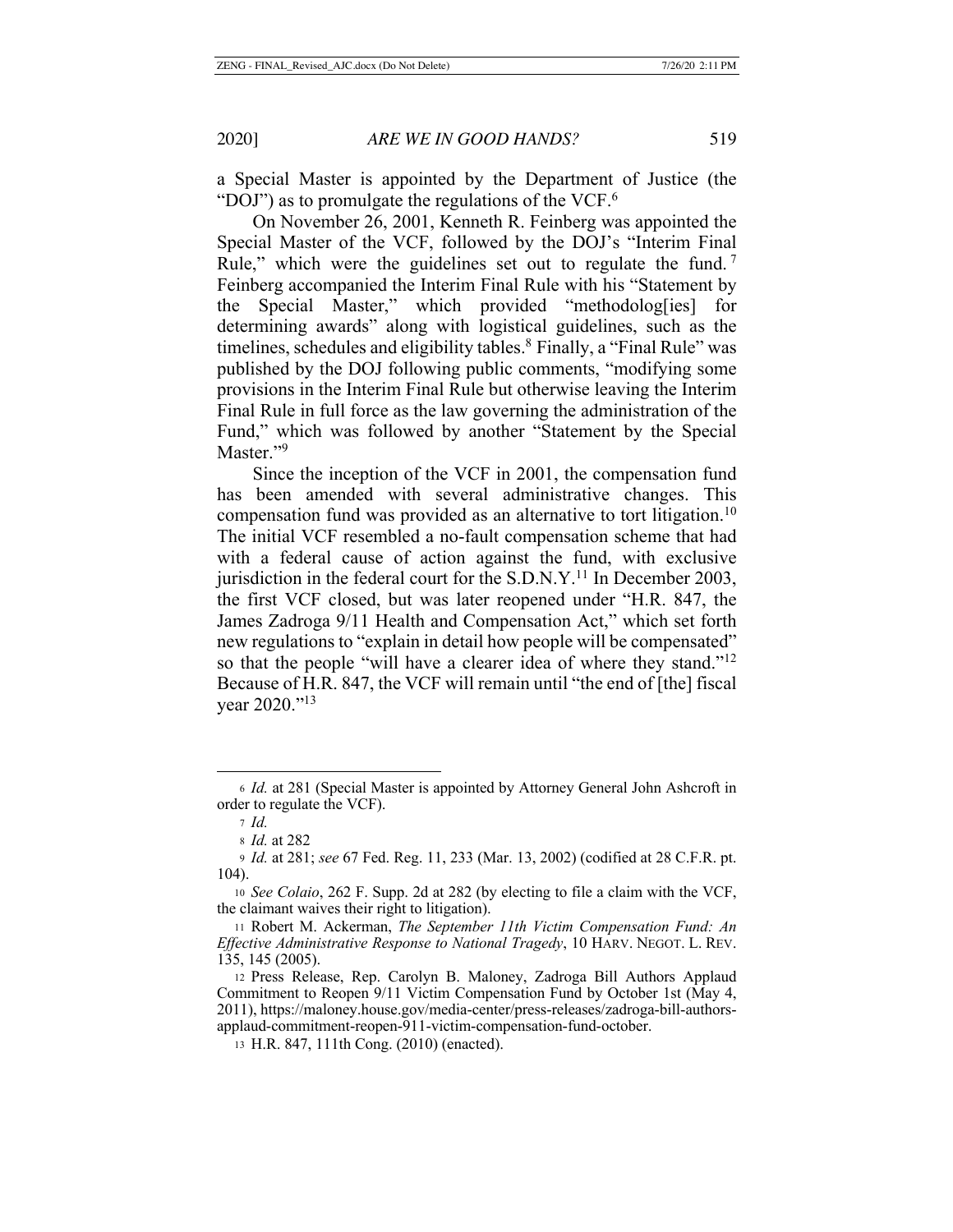a Special Master is appointed by the Department of Justice (the "DOJ") as to promulgate the regulations of the VCF.[6]

On November 26, 2001, Kenneth R. Feinberg was appointed the Special Master of the VCF, followed by the DOJ's "Interim Final Rule," which were the guidelines set out to regulate the fund.[7] Feinberg accompanied the Interim Final Rule with his "Statement by the Special Master," which provided "methodolog[ies] for determining awards" along with logistical guidelines, such as the timelines, schedules and eligibility tables.[8] Finally, a "Final Rule" was published by the DOJ following public comments, "modifying some provisions in the Interim Final Rule but otherwise leaving the Interim Final Rule in full force as the law governing the administration of the Fund," which was followed by another "Statement by the Special Master."[9]

Since the inception of the VCF in 2001, the compensation fund has been amended with several administrative changes. This compensation fund was provided as an alternative to tort litigation.[10] The initial VCF resembled a no-fault compensation scheme that had with a federal cause of action against the fund, with exclusive jurisdiction in the federal court for the S.D.N.Y.[11] In December 2003, the first VCF closed, but was later reopened under "H.R. 847, the James Zadroga 9/11 Health and Compensation Act," which set forth new regulations to "explain in detail how people will be compensated" so that the people "will have a clearer idea of where they stand."[12] Because of H.R. 847, the VCF will remain until "the end of [the] fiscal year 2020."[13]

---

6 *Id.* at 281 (Special Master is appointed by Attorney General John Ashcroft in order to regulate the VCF).

7 *Id.*

8 *Id.* at 282

9 *Id.* at 281; *see* 67 Fed. Reg. 11, 233 (Mar. 13, 2002) (codified at 28 C.F.R. pt. 104).

10 *See Colaio*, 262 F. Supp. 2d at 282 (by electing to file a claim with the VCF, the claimant waives their right to litigation).

11 Robert M. Ackerman, *The September 11th Victim Compensation Fund: An Effective Administrative Response to National Tragedy*, 10 HARV. NEGOT. L. REV. 135, 145 (2005).

12 Press Release, Rep. Carolyn B. Maloney, Zadroga Bill Authors Applaud Commitment to Reopen 9/11 Victim Compensation Fund by October 1st (May 4, 2011), https://maloney.house.gov/media-center/press-releases/zadroga-bill-authors-applaud-commitment-reopen-911-victim-compensation-fund-october.

13 H.R. 847, 111th Cong. (2010) (enacted).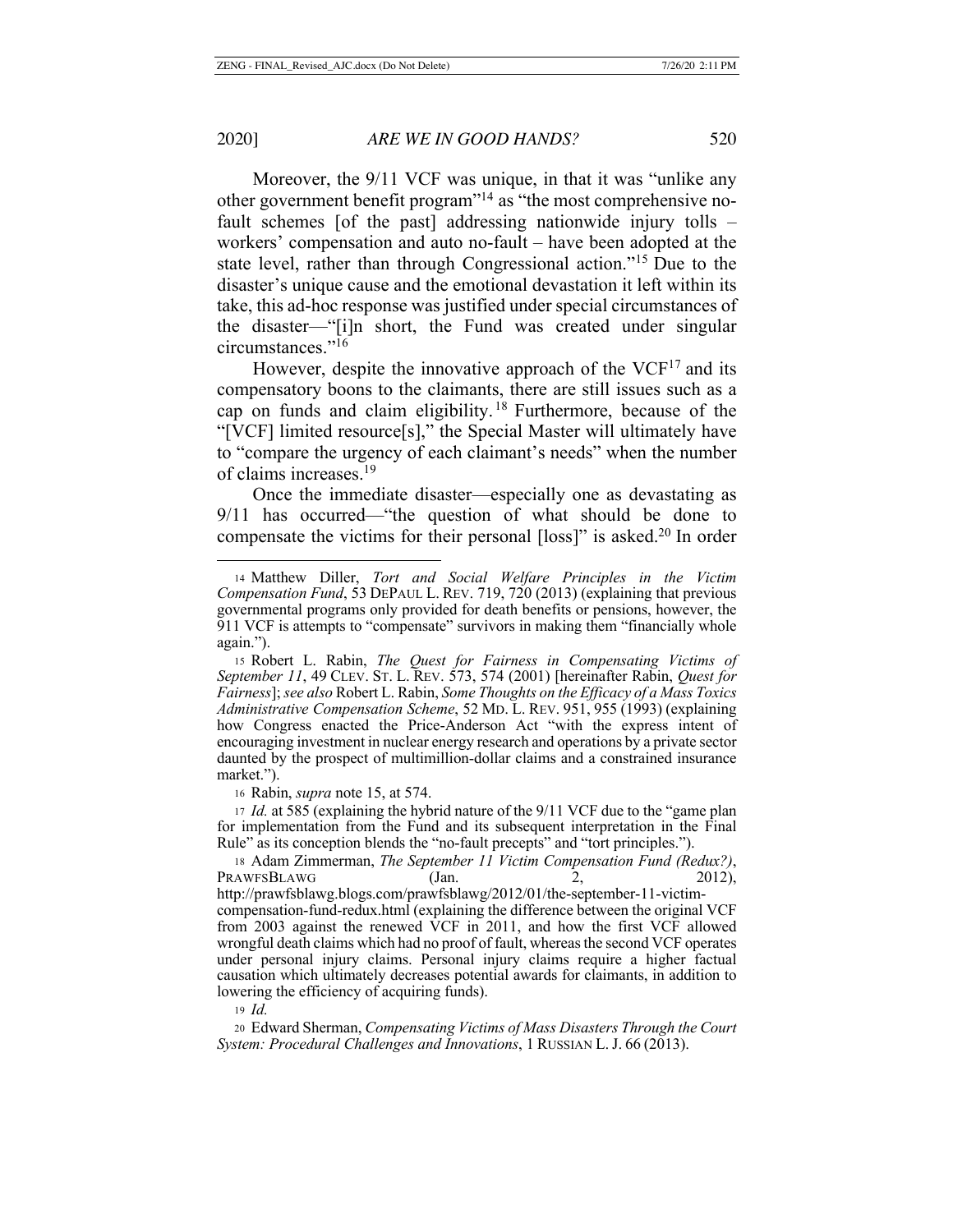Moreover, the 9/11 VCF was unique, in that it was "unlike any other government benefit program"[14] as "the most comprehensive no-fault schemes [of the past] addressing nationwide injury tolls – workers' compensation and auto no-fault – have been adopted at the state level, rather than through Congressional action."[15] Due to the disaster's unique cause and the emotional devastation it left within its take, this ad-hoc response was justified under special circumstances of the disaster—"[i]n short, the Fund was created under singular circumstances."[16]

However, despite the innovative approach of the VCF[17] and its compensatory boons to the claimants, there are still issues such as a cap on funds and claim eligibility.[18] Furthermore, because of the "[VCF] limited resource[s]," the Special Master will ultimately have to "compare the urgency of each claimant's needs" when the number of claims increases.[19]

Once the immediate disaster—especially one as devastating as 9/11 has occurred—"the question of what should be done to compensate the victims for their personal [loss]" is asked.[20] In order

---

14 Matthew Diller, *Tort and Social Welfare Principles in the Victim Compensation Fund*, 53 DEPAUL L. REV. 719, 720 (2013) (explaining that previous governmental programs only provided for death benefits or pensions, however, the 911 VCF is attempts to "compensate" survivors in making them "financially whole again.").

15 Robert L. Rabin, *The Quest for Fairness in Compensating Victims of September 11*, 49 CLEV. ST. L. REV. 573, 574 (2001) [hereinafter Rabin, *Quest for Fairness*]; *see also* Robert L. Rabin, *Some Thoughts on the Efficacy of a Mass Toxics Administrative Compensation Scheme*, 52 MD. L. REV. 951, 955 (1993) (explaining how Congress enacted the Price-Anderson Act "with the express intent of encouraging investment in nuclear energy research and operations by a private sector daunted by the prospect of multimillion-dollar claims and a constrained insurance market.").

16 Rabin, *supra* note 15, at 574.

17 *Id.* at 585 (explaining the hybrid nature of the 9/11 VCF due to the "game plan for implementation from the Fund and its subsequent interpretation in the Final Rule" as its conception blends the "no-fault precepts" and "tort principles.").

18 Adam Zimmerman, *The September 11 Victim Compensation Fund (Redux?)*, PRAWFSBLAWG (Jan. 2, 2012), http://prawfsblawg.blogs.com/prawfsblawg/2012/01/the-september-11-victim-compensation-fund-redux.html (explaining the difference between the original VCF from 2003 against the renewed VCF in 2011, and how the first VCF allowed wrongful death claims which had no proof of fault, whereas the second VCF operates under personal injury claims. Personal injury claims require a higher factual causation which ultimately decreases potential awards for claimants, in addition to lowering the efficiency of acquiring funds).

19 *Id.*

20 Edward Sherman, *Compensating Victims of Mass Disasters Through the Court System: Procedural Challenges and Innovations*, 1 RUSSIAN L. J. 66 (2013).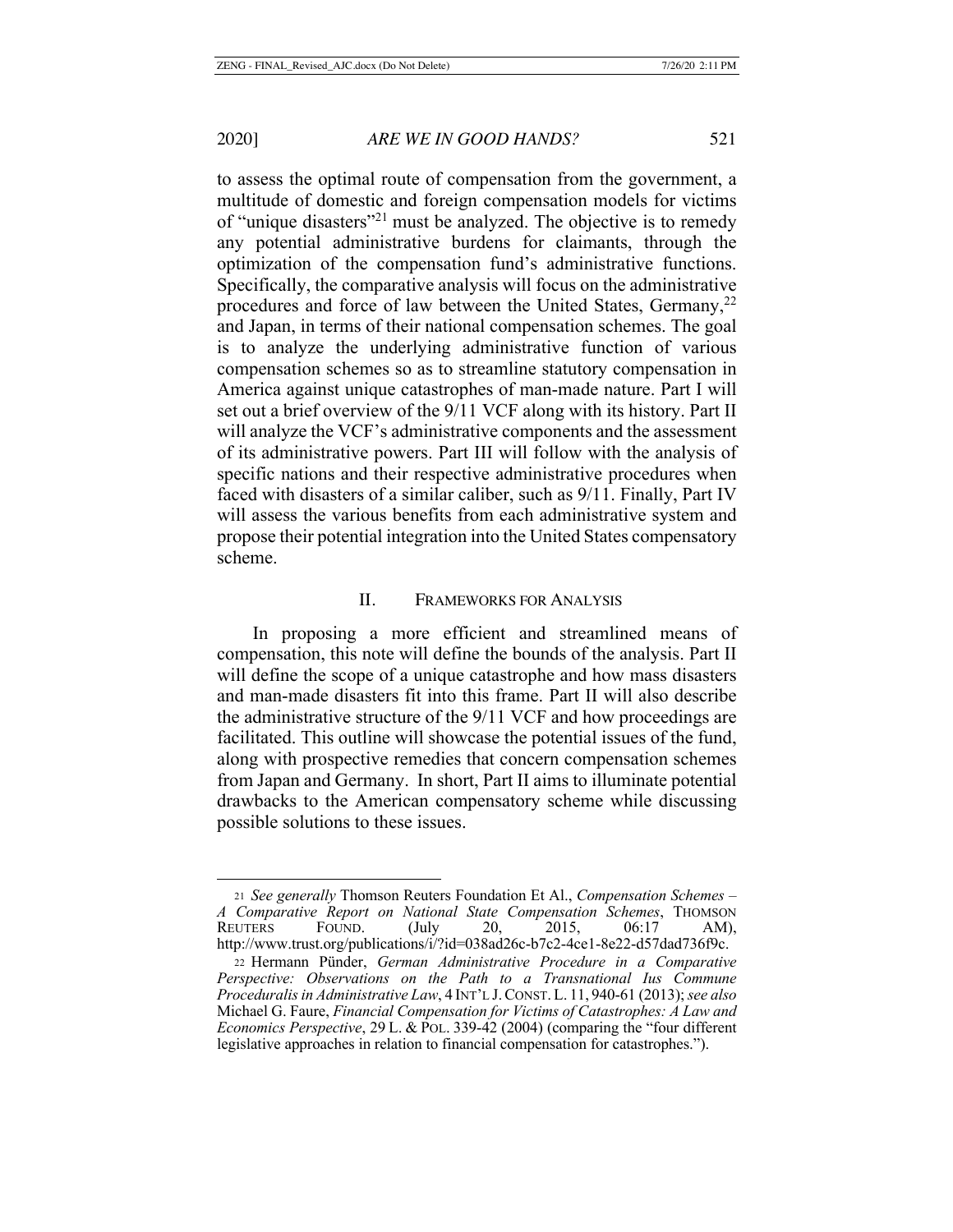to assess the optimal route of compensation from the government, a multitude of domestic and foreign compensation models for victims of "unique disasters"[21] must be analyzed. The objective is to remedy any potential administrative burdens for claimants, through the optimization of the compensation fund's administrative functions. Specifically, the comparative analysis will focus on the administrative procedures and force of law between the United States, Germany,[22] and Japan, in terms of their national compensation schemes. The goal is to analyze the underlying administrative function of various compensation schemes so as to streamline statutory compensation in America against unique catastrophes of man-made nature. Part I will set out a brief overview of the 9/11 VCF along with its history. Part II will analyze the VCF's administrative components and the assessment of its administrative powers. Part III will follow with the analysis of specific nations and their respective administrative procedures when faced with disasters of a similar caliber, such as 9/11. Finally, Part IV will assess the various benefits from each administrative system and propose their potential integration into the United States compensatory scheme.

## II. FRAMEWORKS FOR ANALYSIS

In proposing a more efficient and streamlined means of compensation, this note will define the bounds of the analysis. Part II will define the scope of a unique catastrophe and how mass disasters and man-made disasters fit into this frame. Part II will also describe the administrative structure of the 9/11 VCF and how proceedings are facilitated. This outline will showcase the potential issues of the fund, along with prospective remedies that concern compensation schemes from Japan and Germany. In short, Part II aims to illuminate potential drawbacks to the American compensatory scheme while discussing possible solutions to these issues.

---

21 *See generally* Thomson Reuters Foundation Et Al., *Compensation Schemes – A Comparative Report on National State Compensation Schemes*, THOMSON REUTERS FOUND. (July 20, 2015, 06:17 AM), http://www.trust.org/publications/i/?id=038ad26c-b7c2-4ce1-8e22-d57dad736f9c.

22 Hermann Pünder, *German Administrative Procedure in a Comparative Perspective: Observations on the Path to a Transnational Ius Commune Proceduralis in Administrative Law*, 4 INT'L J. CONST. L. 11, 940-61 (2013); *see also* Michael G. Faure, *Financial Compensation for Victims of Catastrophes: A Law and Economics Perspective*, 29 L. & POL. 339-42 (2004) (comparing the "four different legislative approaches in relation to financial compensation for catastrophes.").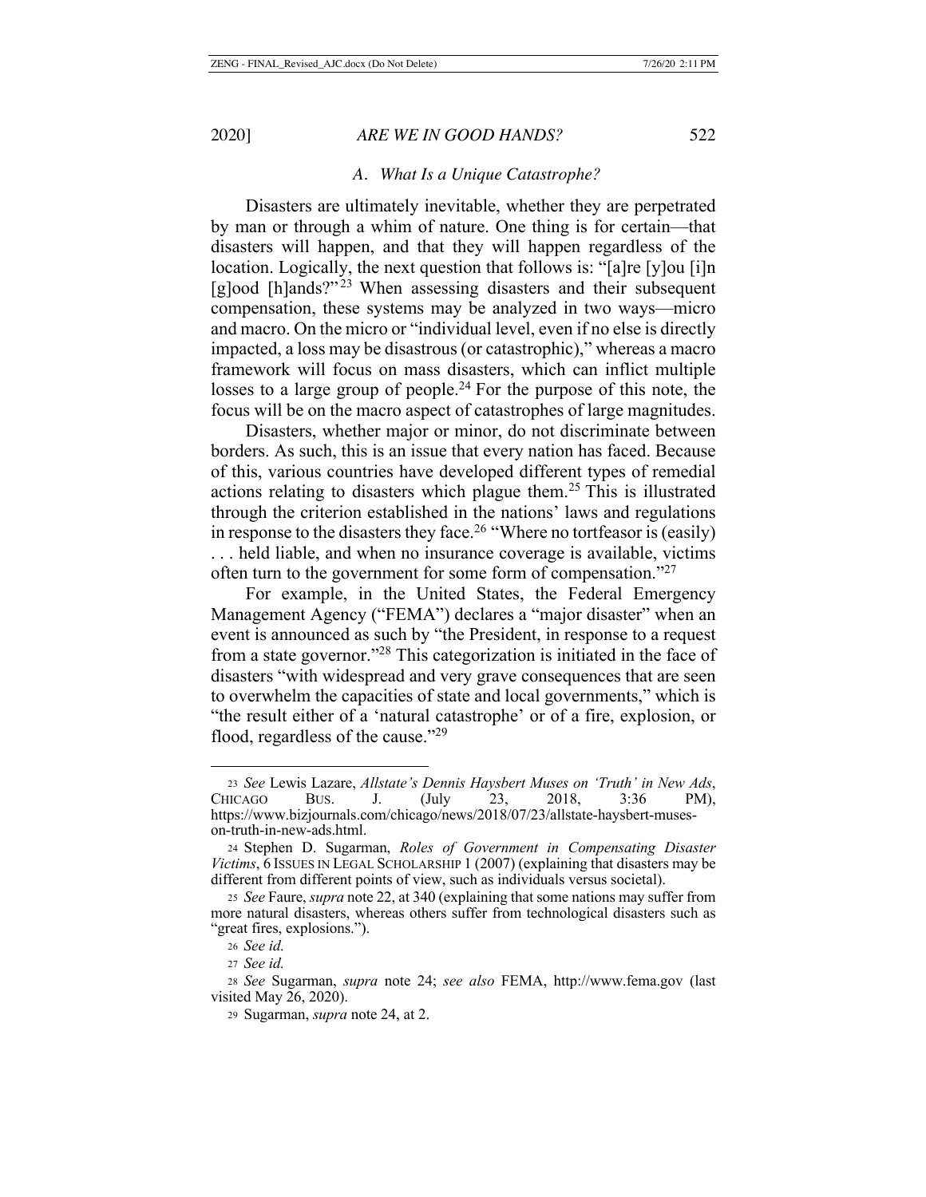### A. *What Is a Unique Catastrophe?*

Disasters are ultimately inevitable, whether they are perpetrated by man or through a whim of nature. One thing is for certain—that disasters will happen, and that they will happen regardless of the location. Logically, the next question that follows is: "[a]re [y]ou [i]n [g]ood [h]ands?"[23] When assessing disasters and their subsequent compensation, these systems may be analyzed in two ways—micro and macro. On the micro or "individual level, even if no else is directly impacted, a loss may be disastrous (or catastrophic)," whereas a macro framework will focus on mass disasters, which can inflict multiple losses to a large group of people.[24] For the purpose of this note, the focus will be on the macro aspect of catastrophes of large magnitudes.

Disasters, whether major or minor, do not discriminate between borders. As such, this is an issue that every nation has faced. Because of this, various countries have developed different types of remedial actions relating to disasters which plague them.[25] This is illustrated through the criterion established in the nations' laws and regulations in response to the disasters they face.[26] "Where no tortfeasor is (easily) . . . held liable, and when no insurance coverage is available, victims often turn to the government for some form of compensation."[27]

For example, in the United States, the Federal Emergency Management Agency ("FEMA") declares a "major disaster" when an event is announced as such by "the President, in response to a request from a state governor."[28] This categorization is initiated in the face of disasters "with widespread and very grave consequences that are seen to overwhelm the capacities of state and local governments," which is "the result either of a 'natural catastrophe' or of a fire, explosion, or flood, regardless of the cause."[29]

---

[23] *See* Lewis Lazare, *Allstate's Dennis Haysbert Muses on 'Truth' in New Ads*, CHICAGO BUS. J. (July 23, 2018, 3:36 PM), https://www.bizjournals.com/chicago/news/2018/07/23/allstate-haysbert-muses-on-truth-in-new-ads.html.

[24] Stephen D. Sugarman, *Roles of Government in Compensating Disaster Victims*, 6 ISSUES IN LEGAL SCHOLARSHIP 1 (2007) (explaining that disasters may be different from different points of view, such as individuals versus societal).

[25] *See* Faure, *supra* note 22, at 340 (explaining that some nations may suffer from more natural disasters, whereas others suffer from technological disasters such as "great fires, explosions.").

[26] *See id.*

[27] *See id.*

[28] *See* Sugarman, *supra* note 24; *see also* FEMA, http://www.fema.gov (last visited May 26, 2020).

[29] Sugarman, *supra* note 24, at 2.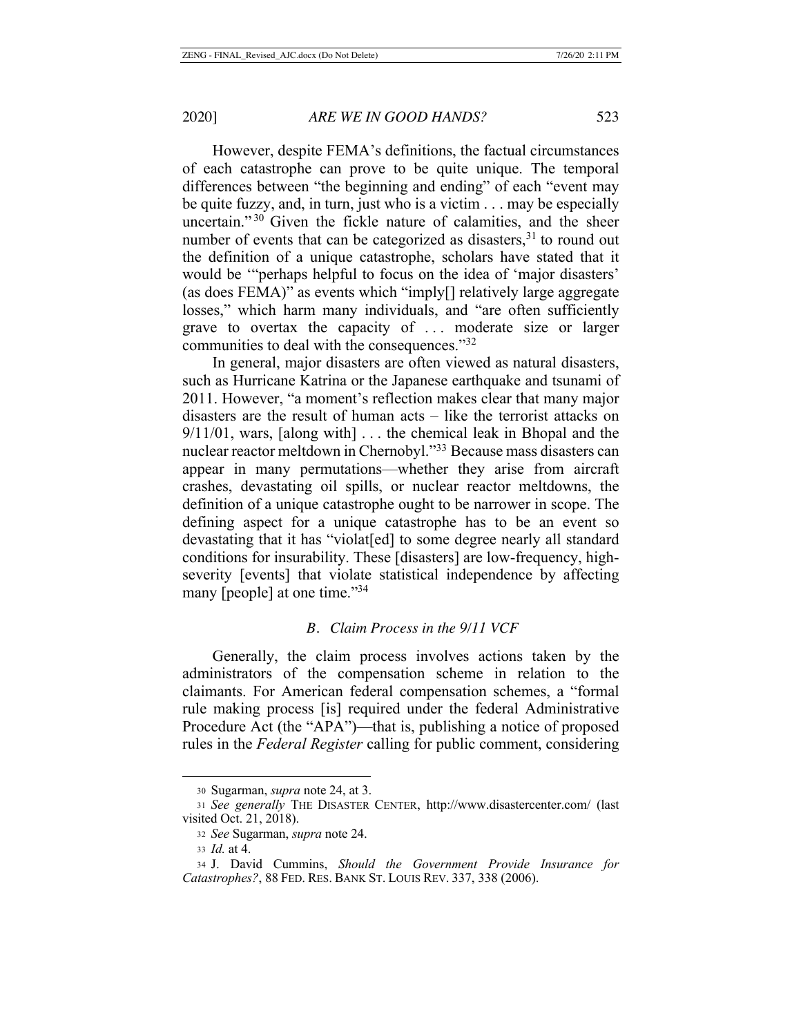However, despite FEMA's definitions, the factual circumstances of each catastrophe can prove to be quite unique. The temporal differences between "the beginning and ending" of each "event may be quite fuzzy, and, in turn, just who is a victim . . . may be especially uncertain."[30] Given the fickle nature of calamities, and the sheer number of events that can be categorized as disasters,[31] to round out the definition of a unique catastrophe, scholars have stated that it would be '"perhaps helpful to focus on the idea of 'major disasters' (as does FEMA)" as events which "imply[] relatively large aggregate losses," which harm many individuals, and "are often sufficiently grave to overtax the capacity of . . . moderate size or larger communities to deal with the consequences."[32]

In general, major disasters are often viewed as natural disasters, such as Hurricane Katrina or the Japanese earthquake and tsunami of 2011. However, "a moment's reflection makes clear that many major disasters are the result of human acts – like the terrorist attacks on 9/11/01, wars, [along with] . . . the chemical leak in Bhopal and the nuclear reactor meltdown in Chernobyl."[33] Because mass disasters can appear in many permutations—whether they arise from aircraft crashes, devastating oil spills, or nuclear reactor meltdowns, the definition of a unique catastrophe ought to be narrower in scope. The defining aspect for a unique catastrophe has to be an event so devastating that it has "violat[ed] to some degree nearly all standard conditions for insurability. These [disasters] are low-frequency, high-severity [events] that violate statistical independence by affecting many [people] at one time."[34]

### *B. Claim Process in the 9/11 VCF*

Generally, the claim process involves actions taken by the administrators of the compensation scheme in relation to the claimants. For American federal compensation schemes, a "formal rule making process [is] required under the federal Administrative Procedure Act (the "APA")—that is, publishing a notice of proposed rules in the *Federal Register* calling for public comment, considering

---

[30] Sugarman, *supra* note 24, at 3.

[31] *See generally* THE DISASTER CENTER, http://www.disastercenter.com/ (last visited Oct. 21, 2018).

[32] *See* Sugarman, *supra* note 24.

[33] *Id.* at 4.

[34] J. David Cummins, *Should the Government Provide Insurance for Catastrophes?*, 88 FED. RES. BANK ST. LOUIS REV. 337, 338 (2006).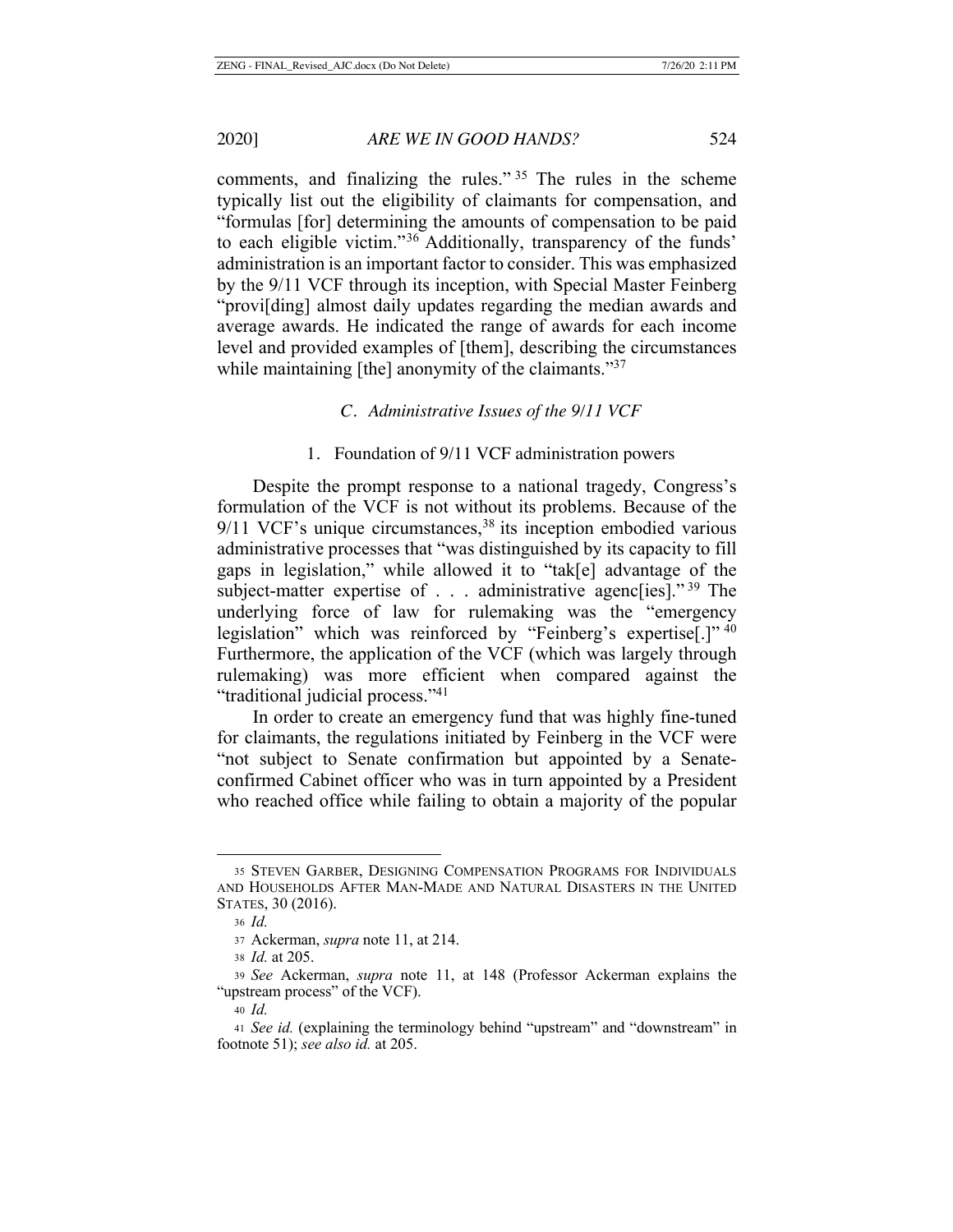comments, and finalizing the rules."[35] The rules in the scheme typically list out the eligibility of claimants for compensation, and "formulas [for] determining the amounts of compensation to be paid to each eligible victim."[36] Additionally, transparency of the funds' administration is an important factor to consider. This was emphasized by the 9/11 VCF through its inception, with Special Master Feinberg "provi[ding] almost daily updates regarding the median awards and average awards. He indicated the range of awards for each income level and provided examples of [them], describing the circumstances while maintaining [the] anonymity of the claimants."[37]

### *C. Administrative Issues of the 9/11 VCF*

#### 1. Foundation of 9/11 VCF administration powers

Despite the prompt response to a national tragedy, Congress's formulation of the VCF is not without its problems. Because of the 9/11 VCF's unique circumstances,[38] its inception embodied various administrative processes that "was distinguished by its capacity to fill gaps in legislation," while allowed it to "tak[e] advantage of the subject-matter expertise of . . . administrative agenc[ies]."[39] The underlying force of law for rulemaking was the "emergency legislation" which was reinforced by "Feinberg's expertise[.]"[40] Furthermore, the application of the VCF (which was largely through rulemaking) was more efficient when compared against the "traditional judicial process."[41]

In order to create an emergency fund that was highly fine-tuned for claimants, the regulations initiated by Feinberg in the VCF were "not subject to Senate confirmation but appointed by a Senate-confirmed Cabinet officer who was in turn appointed by a President who reached office while failing to obtain a majority of the popular

---

[35] STEVEN GARBER, DESIGNING COMPENSATION PROGRAMS FOR INDIVIDUALS AND HOUSEHOLDS AFTER MAN-MADE AND NATURAL DISASTERS IN THE UNITED STATES, 30 (2016).

[36] *Id.*

[37] Ackerman, *supra* note 11, at 214.

[38] *Id.* at 205.

[39] *See* Ackerman, *supra* note 11, at 148 (Professor Ackerman explains the "upstream process" of the VCF).

[40] *Id.*

[41] *See id.* (explaining the terminology behind "upstream" and "downstream" in footnote 51); *see also id.* at 205.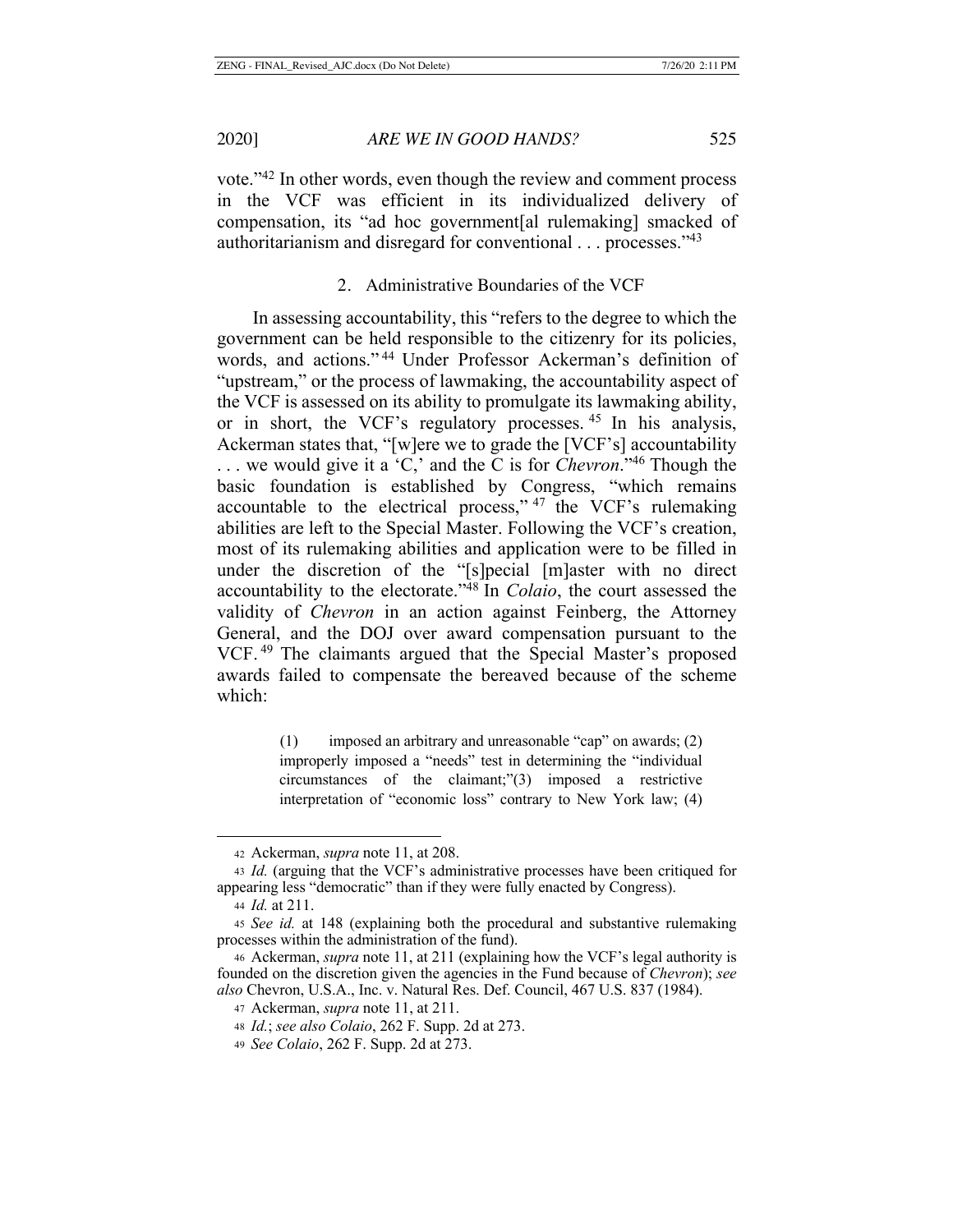vote."[42] In other words, even though the review and comment process in the VCF was efficient in its individualized delivery of compensation, its "ad hoc government[al rulemaking] smacked of authoritarianism and disregard for conventional . . . processes."[43]

### 2. Administrative Boundaries of the VCF

In assessing accountability, this "refers to the degree to which the government can be held responsible to the citizenry for its policies, words, and actions."[44] Under Professor Ackerman's definition of "upstream," or the process of lawmaking, the accountability aspect of the VCF is assessed on its ability to promulgate its lawmaking ability, or in short, the VCF's regulatory processes.[45] In his analysis, Ackerman states that, "[w]ere we to grade the [VCF's] accountability . . . we would give it a 'C,' and the C is for *Chevron*."[46] Though the basic foundation is established by Congress, "which remains accountable to the electrical process,"[47] the VCF's rulemaking abilities are left to the Special Master. Following the VCF's creation, most of its rulemaking abilities and application were to be filled in under the discretion of the "[s]pecial [m]aster with no direct accountability to the electorate."[48] In *Colaio*, the court assessed the validity of *Chevron* in an action against Feinberg, the Attorney General, and the DOJ over award compensation pursuant to the VCF.[49] The claimants argued that the Special Master's proposed awards failed to compensate the bereaved because of the scheme which:

> (1) imposed an arbitrary and unreasonable "cap" on awards; (2) improperly imposed a "needs" test in determining the "individual circumstances of the claimant;"(3) imposed a restrictive interpretation of "economic loss" contrary to New York law; (4)

---

[42] Ackerman, *supra* note 11, at 208.

[43] *Id.* (arguing that the VCF's administrative processes have been critiqued for appearing less "democratic" than if they were fully enacted by Congress).

[44] *Id.* at 211.

[45] *See id.* at 148 (explaining both the procedural and substantive rulemaking processes within the administration of the fund).

[46] Ackerman, *supra* note 11, at 211 (explaining how the VCF's legal authority is founded on the discretion given the agencies in the Fund because of *Chevron*); *see also* Chevron, U.S.A., Inc. v. Natural Res. Def. Council, 467 U.S. 837 (1984).

[47] Ackerman, *supra* note 11, at 211.

[48] *Id.*; *see also Colaio*, 262 F. Supp. 2d at 273.

[49] *See Colaio*, 262 F. Supp. 2d at 273.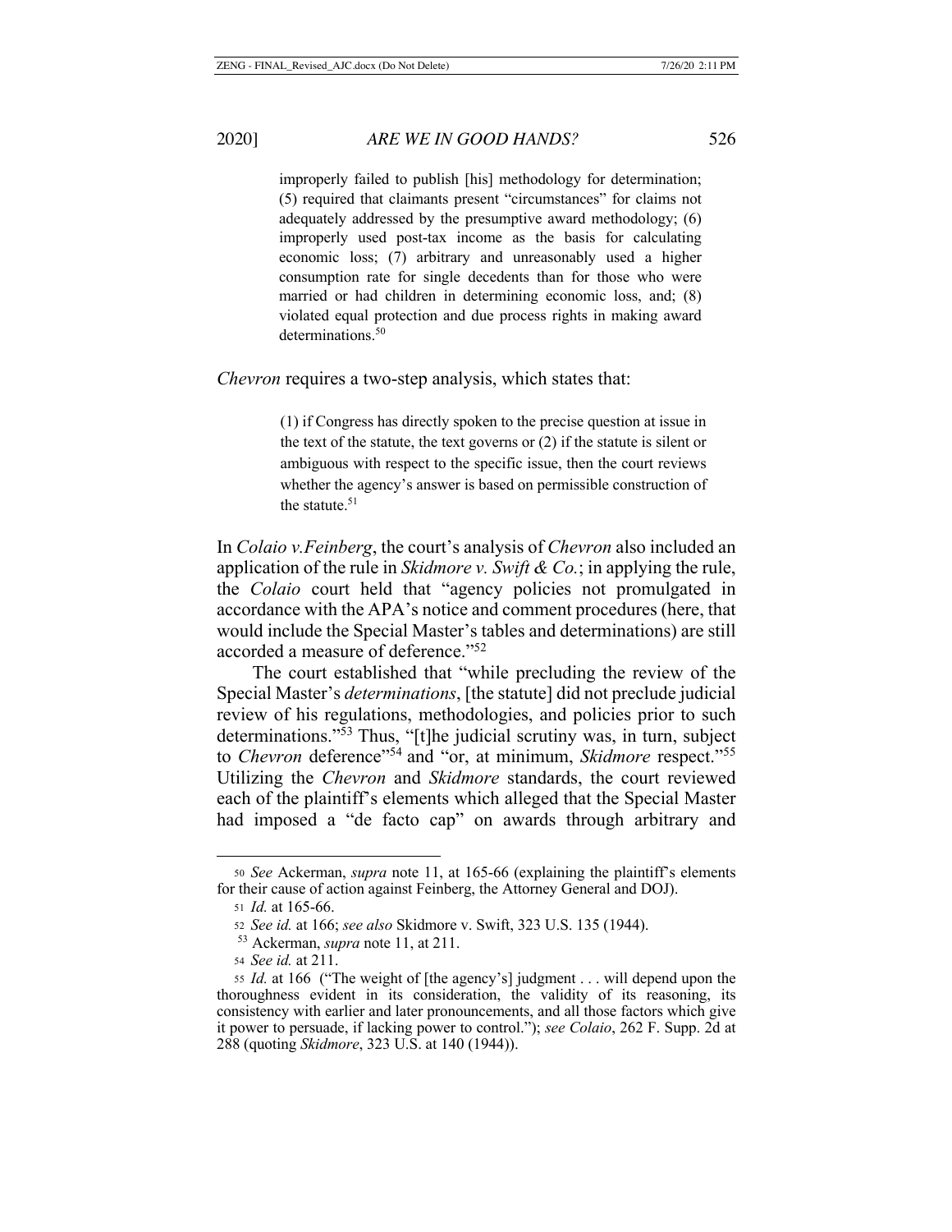> improperly failed to publish [his] methodology for determination; (5) required that claimants present "circumstances" for claims not adequately addressed by the presumptive award methodology; (6) improperly used post-tax income as the basis for calculating economic loss; (7) arbitrary and unreasonably used a higher consumption rate for single decedents than for those who were married or had children in determining economic loss, and; (8) violated equal protection and due process rights in making award determinations.[50]

*Chevron* requires a two-step analysis, which states that:

> (1) if Congress has directly spoken to the precise question at issue in the text of the statute, the text governs or (2) if the statute is silent or ambiguous with respect to the specific issue, then the court reviews whether the agency's answer is based on permissible construction of the statute.[51]

In *Colaio v.Feinberg*, the court's analysis of *Chevron* also included an application of the rule in *Skidmore v. Swift & Co.*; in applying the rule, the *Colaio* court held that "agency policies not promulgated in accordance with the APA's notice and comment procedures (here, that would include the Special Master's tables and determinations) are still accorded a measure of deference."[52]

The court established that "while precluding the review of the Special Master's *determinations*, [the statute] did not preclude judicial review of his regulations, methodologies, and policies prior to such determinations."[53] Thus, "[t]he judicial scrutiny was, in turn, subject to *Chevron* deference"[54] and "or, at minimum, *Skidmore* respect."[55] Utilizing the *Chevron* and *Skidmore* standards, the court reviewed each of the plaintiff's elements which alleged that the Special Master had imposed a "de facto cap" on awards through arbitrary and

---

50 *See* Ackerman, *supra* note 11, at 165-66 (explaining the plaintiff's elements for their cause of action against Feinberg, the Attorney General and DOJ).

51 *Id.* at 165-66.

52 *See id.* at 166; *see also* Skidmore v. Swift, 323 U.S. 135 (1944).

53 Ackerman, *supra* note 11, at 211.

54 *See id.* at 211.

55 *Id.* at 166 ("The weight of [the agency's] judgment . . . will depend upon the thoroughness evident in its consideration, the validity of its reasoning, its consistency with earlier and later pronouncements, and all those factors which give it power to persuade, if lacking power to control."); *see Colaio*, 262 F. Supp. 2d at 288 (quoting *Skidmore*, 323 U.S. at 140 (1944)).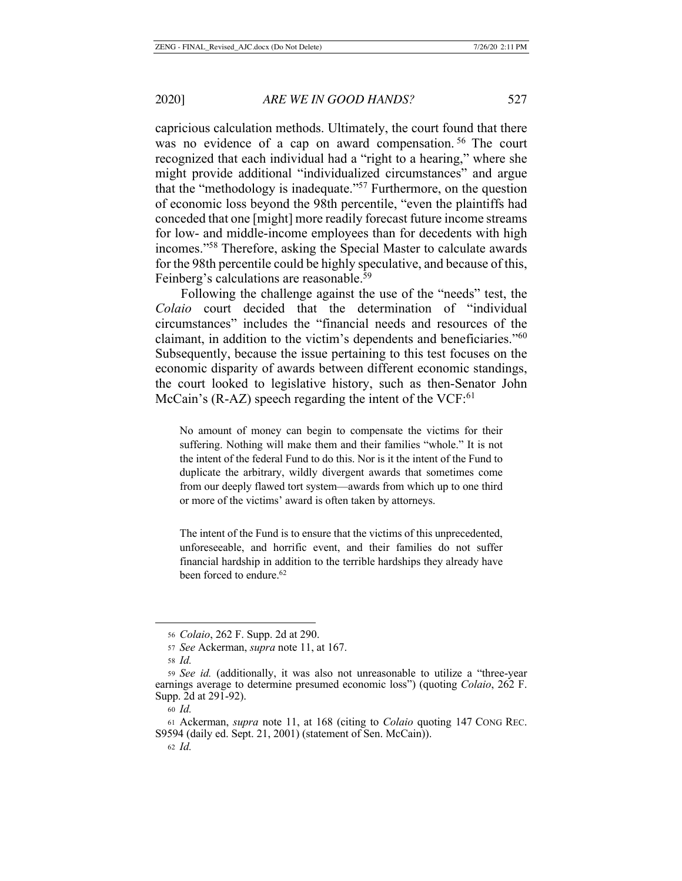capricious calculation methods. Ultimately, the court found that there was no evidence of a cap on award compensation.[56] The court recognized that each individual had a "right to a hearing," where she might provide additional "individualized circumstances" and argue that the "methodology is inadequate."[57] Furthermore, on the question of economic loss beyond the 98th percentile, "even the plaintiffs had conceded that one [might] more readily forecast future income streams for low- and middle-income employees than for decedents with high incomes."[58] Therefore, asking the Special Master to calculate awards for the 98th percentile could be highly speculative, and because of this, Feinberg's calculations are reasonable.[59]

Following the challenge against the use of the "needs" test, the *Colaio* court decided that the determination of "individual circumstances" includes the "financial needs and resources of the claimant, in addition to the victim's dependents and beneficiaries."[60] Subsequently, because the issue pertaining to this test focuses on the economic disparity of awards between different economic standings, the court looked to legislative history, such as then-Senator John McCain's (R-AZ) speech regarding the intent of the VCF:[61]

> No amount of money can begin to compensate the victims for their suffering. Nothing will make them and their families "whole." It is not the intent of the federal Fund to do this. Nor is it the intent of the Fund to duplicate the arbitrary, wildly divergent awards that sometimes come from our deeply flawed tort system—awards from which up to one third or more of the victims' award is often taken by attorneys.
>
> The intent of the Fund is to ensure that the victims of this unprecedented, unforeseeable, and horrific event, and their families do not suffer financial hardship in addition to the terrible hardships they already have been forced to endure.[62]

---

56 *Colaio*, 262 F. Supp. 2d at 290.

57 *See* Ackerman, *supra* note 11, at 167.

58 *Id.*

59 *See id.* (additionally, it was also not unreasonable to utilize a "three-year earnings average to determine presumed economic loss") (quoting *Colaio*, 262 F. Supp. 2d at 291-92).

60 *Id.*

61 Ackerman, *supra* note 11, at 168 (citing to *Colaio* quoting 147 CONG REC. S9594 (daily ed. Sept. 21, 2001) (statement of Sen. McCain)).

62 *Id.*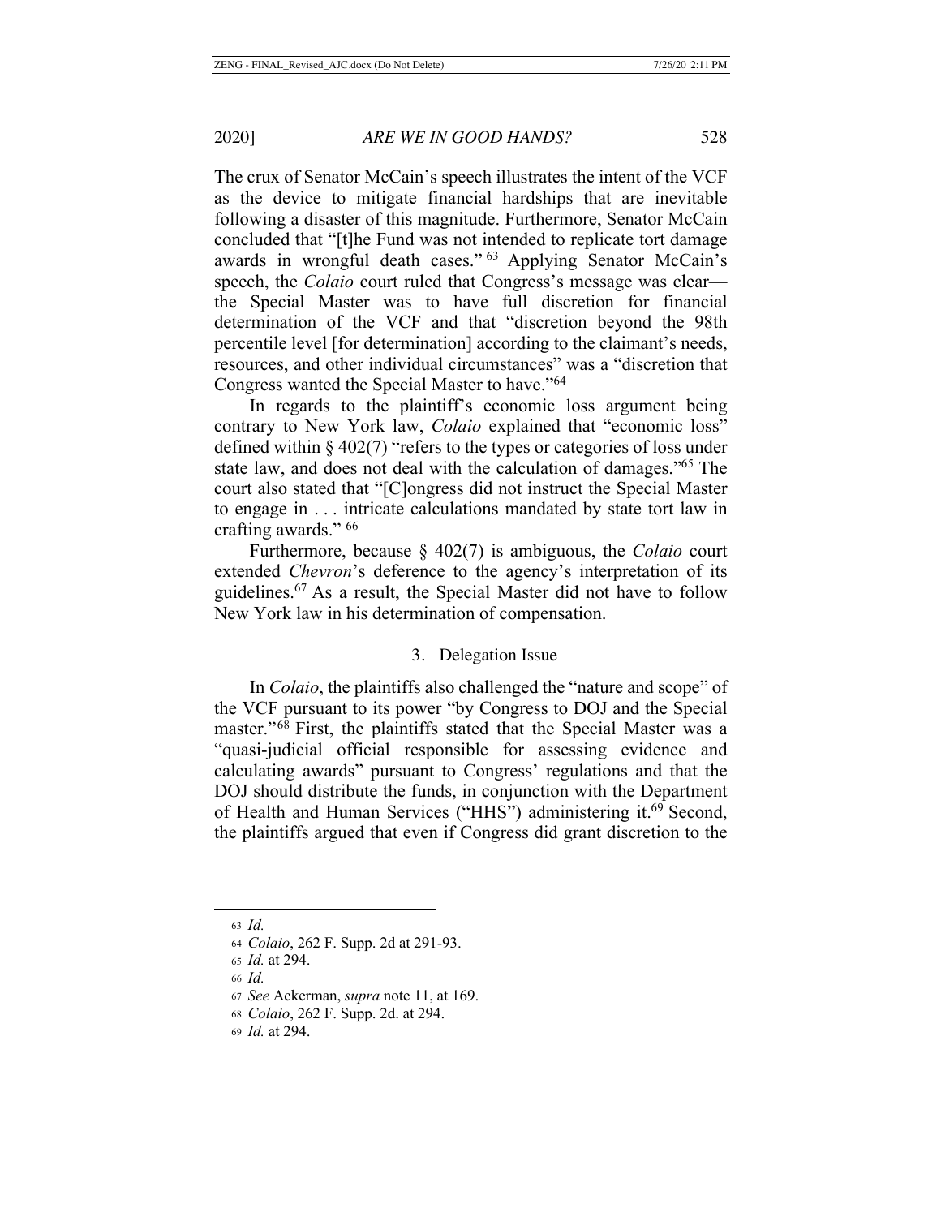The crux of Senator McCain's speech illustrates the intent of the VCF as the device to mitigate financial hardships that are inevitable following a disaster of this magnitude. Furthermore, Senator McCain concluded that "[t]he Fund was not intended to replicate tort damage awards in wrongful death cases."[63] Applying Senator McCain's speech, the *Colaio* court ruled that Congress's message was clear—the Special Master was to have full discretion for financial determination of the VCF and that "discretion beyond the 98th percentile level [for determination] according to the claimant's needs, resources, and other individual circumstances" was a "discretion that Congress wanted the Special Master to have."[64]

In regards to the plaintiff's economic loss argument being contrary to New York law, *Colaio* explained that "economic loss" defined within § 402(7) "refers to the types or categories of loss under state law, and does not deal with the calculation of damages."[65] The court also stated that "[C]ongress did not instruct the Special Master to engage in . . . intricate calculations mandated by state tort law in crafting awards." [66]

Furthermore, because § 402(7) is ambiguous, the *Colaio* court extended *Chevron*'s deference to the agency's interpretation of its guidelines.[67] As a result, the Special Master did not have to follow New York law in his determination of compensation.

### 3. Delegation Issue

In *Colaio*, the plaintiffs also challenged the "nature and scope" of the VCF pursuant to its power "by Congress to DOJ and the Special master."[68] First, the plaintiffs stated that the Special Master was a "quasi-judicial official responsible for assessing evidence and calculating awards" pursuant to Congress' regulations and that the DOJ should distribute the funds, in conjunction with the Department of Health and Human Services ("HHS") administering it.[69] Second, the plaintiffs argued that even if Congress did grant discretion to the

---

63 *Id.*

64 *Colaio*, 262 F. Supp. 2d at 291-93.

65 *Id.* at 294.

66 *Id.*

67 *See* Ackerman, *supra* note 11, at 169.

68 *Colaio*, 262 F. Supp. 2d. at 294.

69 *Id.* at 294.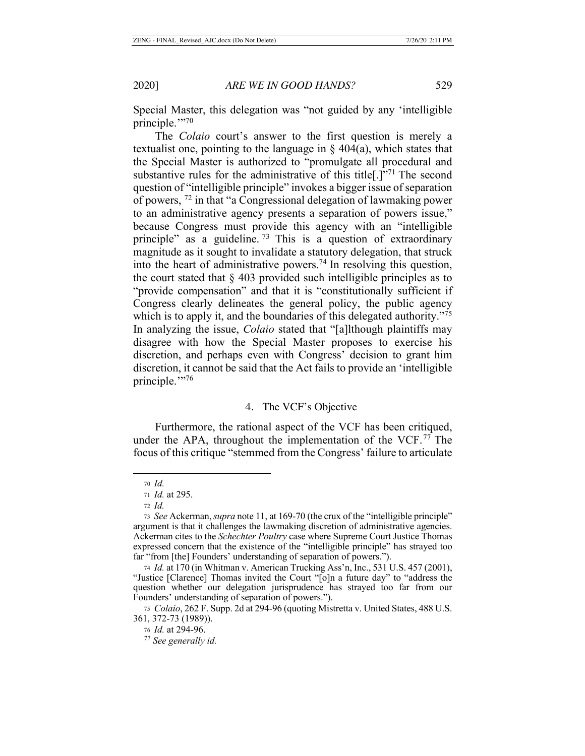Special Master, this delegation was "not guided by any 'intelligible principle.'"[70]

The *Colaio* court's answer to the first question is merely a textualist one, pointing to the language in § 404(a), which states that the Special Master is authorized to "promulgate all procedural and substantive rules for the administrative of this title[.]"[71] The second question of "intelligible principle" invokes a bigger issue of separation of powers, [72] in that "a Congressional delegation of lawmaking power to an administrative agency presents a separation of powers issue," because Congress must provide this agency with an "intelligible principle" as a guideline. [73] This is a question of extraordinary magnitude as it sought to invalidate a statutory delegation, that struck into the heart of administrative powers.[74] In resolving this question, the court stated that § 403 provided such intelligible principles as to "provide compensation" and that it is "constitutionally sufficient if Congress clearly delineates the general policy, the public agency which is to apply it, and the boundaries of this delegated authority."[75] In analyzing the issue, *Colaio* stated that "[a]lthough plaintiffs may disagree with how the Special Master proposes to exercise his discretion, and perhaps even with Congress' decision to grant him discretion, it cannot be said that the Act fails to provide an 'intelligible principle.'"[76]

### 4. The VCF's Objective

Furthermore, the rational aspect of the VCF has been critiqued, under the APA, throughout the implementation of the VCF.[77] The focus of this critique "stemmed from the Congress' failure to articulate

---

[70] *Id.*

[71] *Id.* at 295.

[72] *Id.*

[73] *See* Ackerman, *supra* note 11, at 169-70 (the crux of the "intelligible principle" argument is that it challenges the lawmaking discretion of administrative agencies. Ackerman cites to the *Schechter Poultry* case where Supreme Court Justice Thomas expressed concern that the existence of the "intelligible principle" has strayed too far "from [the] Founders' understanding of separation of powers.").

[74] *Id.* at 170 (in Whitman v. American Trucking Ass'n, Inc., 531 U.S. 457 (2001), "Justice [Clarence] Thomas invited the Court "[o]n a future day" to "address the question whether our delegation jurisprudence has strayed too far from our Founders' understanding of separation of powers.").

[75] *Colaio*, 262 F. Supp. 2d at 294-96 (quoting Mistretta v. United States, 488 U.S. 361, 372-73 (1989)).

[76] *Id.* at 294-96.

[77] *See generally id.*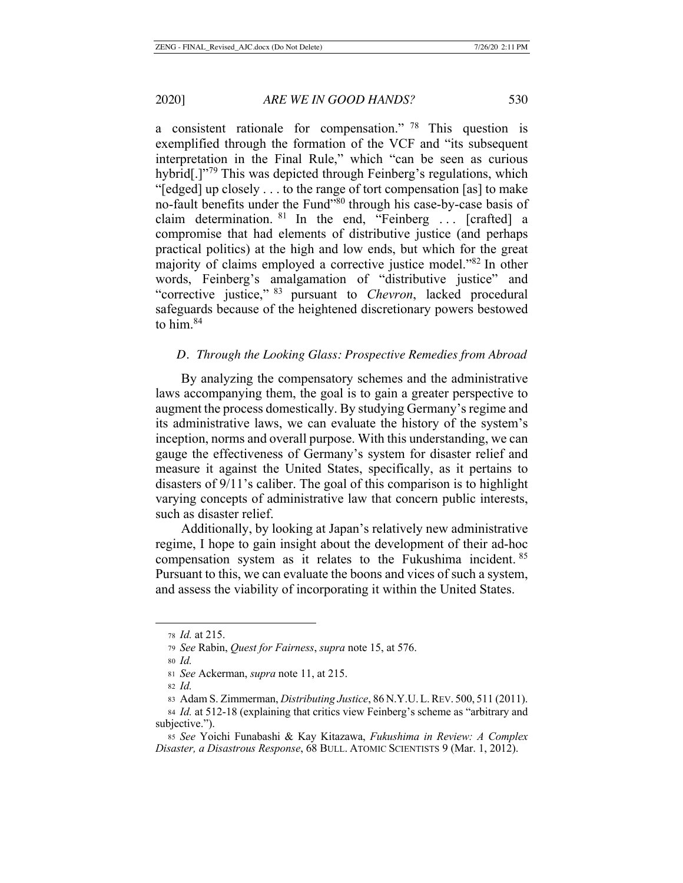a consistent rationale for compensation."[78] This question is exemplified through the formation of the VCF and "its subsequent interpretation in the Final Rule," which "can be seen as curious hybrid[.]"[79] This was depicted through Feinberg's regulations, which "[edged] up closely . . . to the range of tort compensation [as] to make no-fault benefits under the Fund"[80] through his case-by-case basis of claim determination.[81] In the end, "Feinberg . . . [crafted] a compromise that had elements of distributive justice (and perhaps practical politics) at the high and low ends, but which for the great majority of claims employed a corrective justice model."[82] In other words, Feinberg's amalgamation of "distributive justice" and "corrective justice,"[83] pursuant to *Chevron*, lacked procedural safeguards because of the heightened discretionary powers bestowed to him.[84]

### *D. Through the Looking Glass: Prospective Remedies from Abroad*

By analyzing the compensatory schemes and the administrative laws accompanying them, the goal is to gain a greater perspective to augment the process domestically. By studying Germany's regime and its administrative laws, we can evaluate the history of the system's inception, norms and overall purpose. With this understanding, we can gauge the effectiveness of Germany's system for disaster relief and measure it against the United States, specifically, as it pertains to disasters of 9/11's caliber. The goal of this comparison is to highlight varying concepts of administrative law that concern public interests, such as disaster relief.

Additionally, by looking at Japan's relatively new administrative regime, I hope to gain insight about the development of their ad-hoc compensation system as it relates to the Fukushima incident.[85] Pursuant to this, we can evaluate the boons and vices of such a system, and assess the viability of incorporating it within the United States.

---

78 *Id.* at 215.

79 *See* Rabin, *Quest for Fairness*, *supra* note 15, at 576.

80 *Id.*

81 *See* Ackerman, *supra* note 11, at 215.

82 *Id.*

83 Adam S. Zimmerman, *Distributing Justice*, 86 N.Y.U. L. REV. 500, 511 (2011).

84 *Id.* at 512-18 (explaining that critics view Feinberg's scheme as "arbitrary and subjective.").

85 *See* Yoichi Funabashi & Kay Kitazawa, *Fukushima in Review: A Complex Disaster, a Disastrous Response*, 68 BULL. ATOMIC SCIENTISTS 9 (Mar. 1, 2012).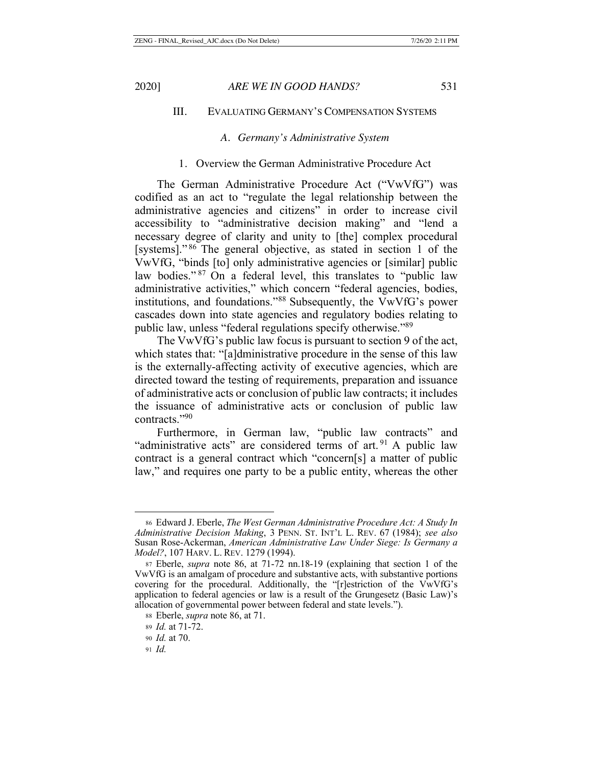## III. EVALUATING GERMANY'S COMPENSATION SYSTEMS

### A. *Germany's Administrative System*

#### 1. Overview the German Administrative Procedure Act

The German Administrative Procedure Act ("VwVfG") was codified as an act to "regulate the legal relationship between the administrative agencies and citizens" in order to increase civil accessibility to "administrative decision making" and "lend a necessary degree of clarity and unity to [the] complex procedural [systems]."[86] The general objective, as stated in section 1 of the VwVfG, "binds [to] only administrative agencies or [similar] public law bodies."[87] On a federal level, this translates to "public law administrative activities," which concern "federal agencies, bodies, institutions, and foundations."[88] Subsequently, the VwVfG's power cascades down into state agencies and regulatory bodies relating to public law, unless "federal regulations specify otherwise."[89]

The VwVfG's public law focus is pursuant to section 9 of the act, which states that: "[a]dministrative procedure in the sense of this law is the externally-affecting activity of executive agencies, which are directed toward the testing of requirements, preparation and issuance of administrative acts or conclusion of public law contracts; it includes the issuance of administrative acts or conclusion of public law contracts."[90]

Furthermore, in German law, "public law contracts" and "administrative acts" are considered terms of art.[91] A public law contract is a general contract which "concern[s] a matter of public law," and requires one party to be a public entity, whereas the other

---

[86] Edward J. Eberle, *The West German Administrative Procedure Act: A Study In Administrative Decision Making*, 3 PENN. ST. INT'L L. REV. 67 (1984); *see also* Susan Rose-Ackerman, *American Administrative Law Under Siege: Is Germany a Model?*, 107 HARV. L. REV. 1279 (1994).

[87] Eberle, *supra* note 86, at 71-72 nn.18-19 (explaining that section 1 of the VwVfG is an amalgam of procedure and substantive acts, with substantive portions covering for the procedural. Additionally, the "[r]estriction of the VwVfG's application to federal agencies or law is a result of the Grungesetz (Basic Law)'s allocation of governmental power between federal and state levels.").

[88] Eberle, *supra* note 86, at 71.

[89] *Id.* at 71-72.

[90] *Id.* at 70.

[91] *Id.*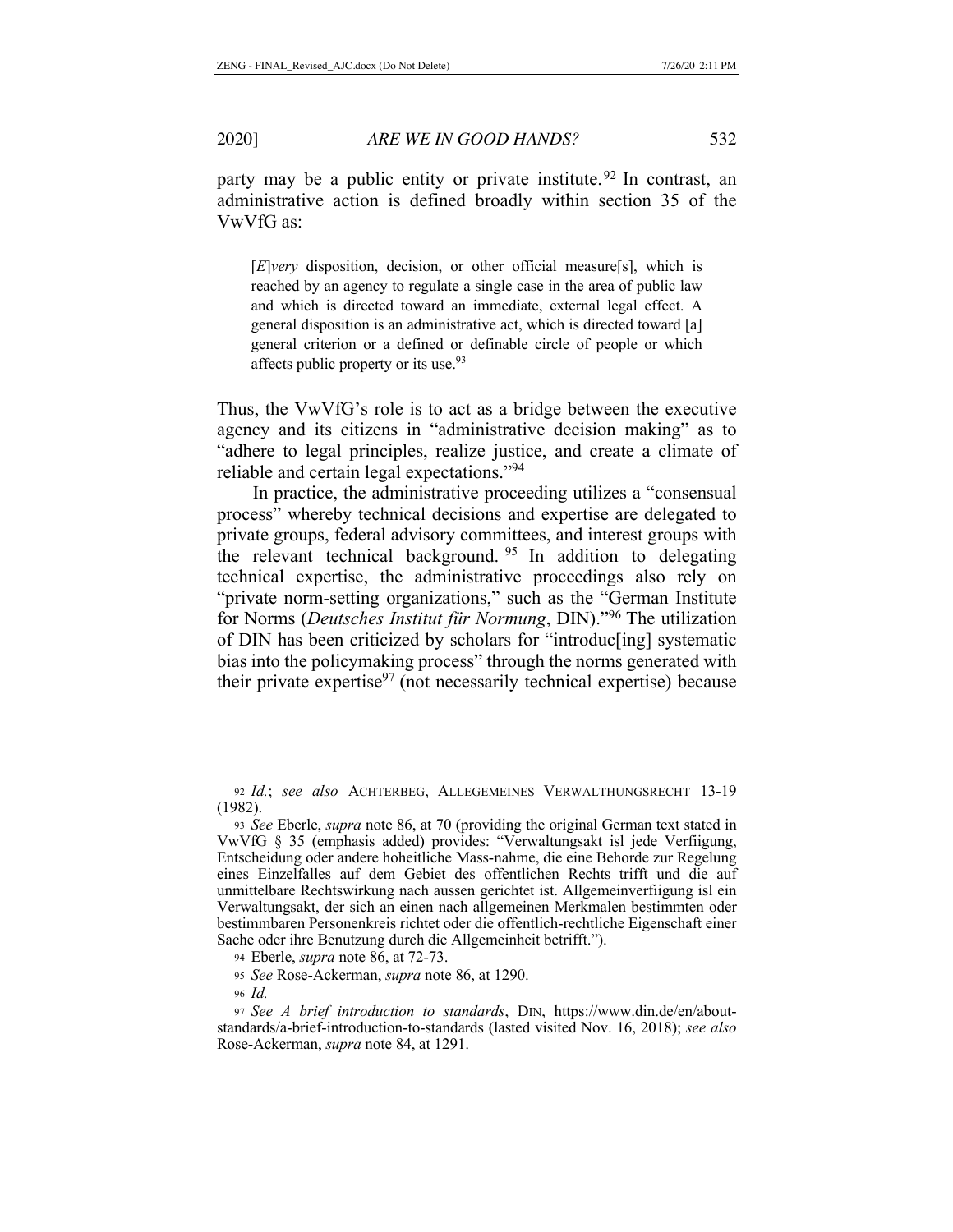party may be a public entity or private institute.[92] In contrast, an administrative action is defined broadly within section 35 of the VwVfG as:

> [*E*]*very* disposition, decision, or other official measure[s], which is reached by an agency to regulate a single case in the area of public law and which is directed toward an immediate, external legal effect. A general disposition is an administrative act, which is directed toward [a] general criterion or a defined or definable circle of people or which affects public property or its use.[93]

Thus, the VwVfG's role is to act as a bridge between the executive agency and its citizens in "administrative decision making" as to "adhere to legal principles, realize justice, and create a climate of reliable and certain legal expectations."[94]

In practice, the administrative proceeding utilizes a "consensual process" whereby technical decisions and expertise are delegated to private groups, federal advisory committees, and interest groups with the relevant technical background.[95] In addition to delegating technical expertise, the administrative proceedings also rely on "private norm-setting organizations," such as the "German Institute for Norms (*Deutsches Institut für Normung*, DIN)."[96] The utilization of DIN has been criticized by scholars for "introduc[ing] systematic bias into the policymaking process" through the norms generated with their private expertise[97] (not necessarily technical expertise) because

---

92 *Id.*; *see also* ACHTERBEG, ALLEGEMEINES VERWALTHUNGSRECHT 13-19 (1982).

93 *See* Eberle, *supra* note 86, at 70 (providing the original German text stated in VwVfG § 35 (emphasis added) provides: "Verwaltungsakt isl jede Verfiigung, Entscheidung oder andere hoheitliche Mass-nahme, die eine Behorde zur Regelung eines Einzelfalles auf dem Gebiet des offentlichen Rechts trifft und die auf unmittelbare Rechtswirkung nach aussen gerichtet ist. Allgemeinverfiigung isl ein Verwaltungsakt, der sich an einen nach allgemeinen Merkmalen bestimmten oder bestimmbaren Personenkreis richtet oder die offentlich-rechtliche Eigenschaft einer Sache oder ihre Benutzung durch die Allgemeinheit betrifft.").

94 Eberle, *supra* note 86, at 72-73.

95 *See* Rose-Ackerman, *supra* note 86, at 1290.

96 *Id.*

97 *See A brief introduction to standards*, DIN, https://www.din.de/en/about-standards/a-brief-introduction-to-standards (lasted visited Nov. 16, 2018); *see also* Rose-Ackerman, *supra* note 84, at 1291.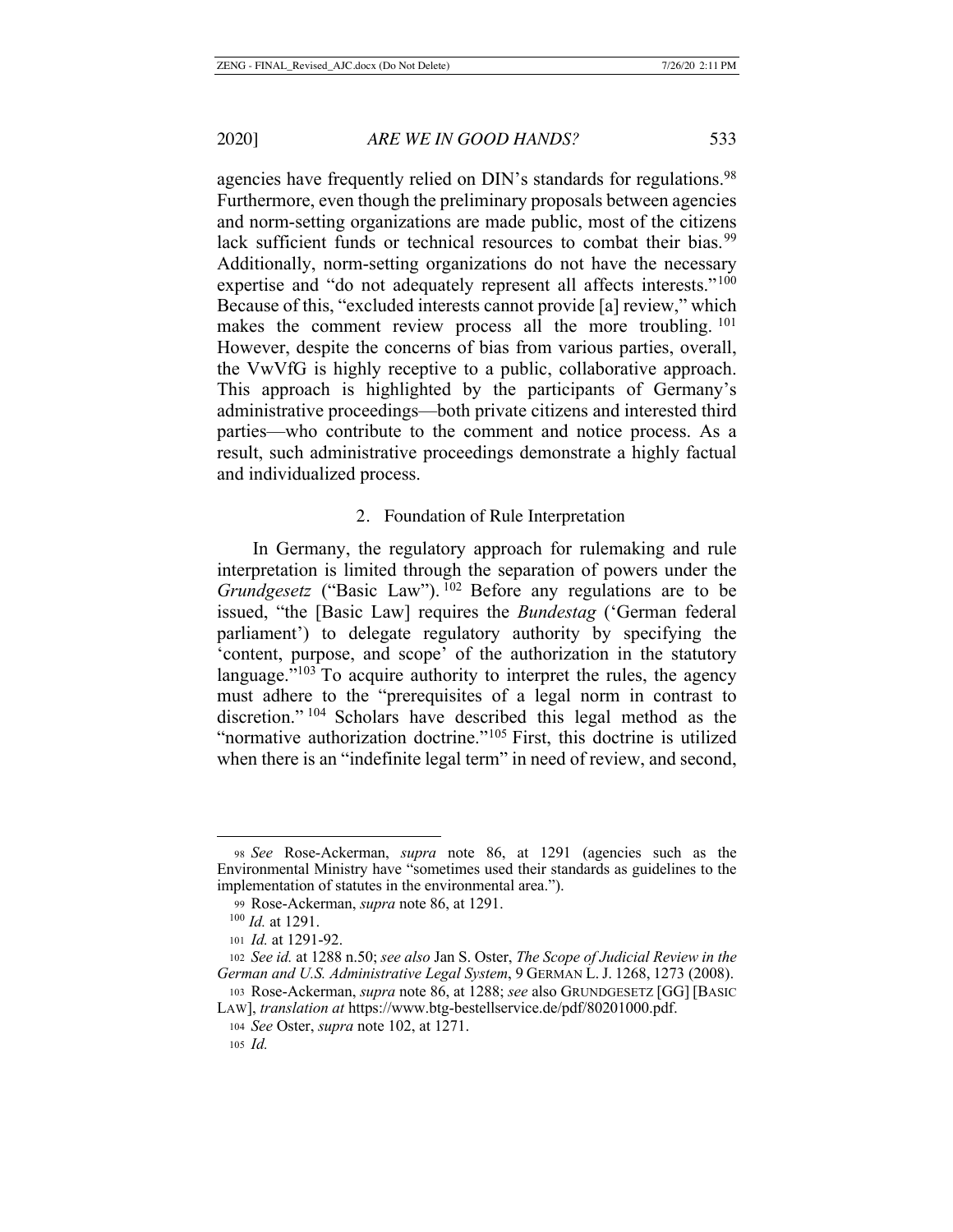agencies have frequently relied on DIN's standards for regulations.[98] Furthermore, even though the preliminary proposals between agencies and norm-setting organizations are made public, most of the citizens lack sufficient funds or technical resources to combat their bias.[99] Additionally, norm-setting organizations do not have the necessary expertise and "do not adequately represent all affects interests."[100] Because of this, "excluded interests cannot provide [a] review," which makes the comment review process all the more troubling.[101] However, despite the concerns of bias from various parties, overall, the VwVfG is highly receptive to a public, collaborative approach. This approach is highlighted by the participants of Germany's administrative proceedings—both private citizens and interested third parties—who contribute to the comment and notice process. As a result, such administrative proceedings demonstrate a highly factual and individualized process.

### 2. Foundation of Rule Interpretation

In Germany, the regulatory approach for rulemaking and rule interpretation is limited through the separation of powers under the *Grundgesetz* ("Basic Law").[102] Before any regulations are to be issued, "the [Basic Law] requires the *Bundestag* ('German federal parliament') to delegate regulatory authority by specifying the 'content, purpose, and scope' of the authorization in the statutory language."[103] To acquire authority to interpret the rules, the agency must adhere to the "prerequisites of a legal norm in contrast to discretion."[104] Scholars have described this legal method as the "normative authorization doctrine."[105] First, this doctrine is utilized when there is an "indefinite legal term" in need of review, and second,

---

98 *See* Rose-Ackerman, *supra* note 86, at 1291 (agencies such as the Environmental Ministry have "sometimes used their standards as guidelines to the implementation of statutes in the environmental area.").

99 Rose-Ackerman, *supra* note 86, at 1291.

100 *Id.* at 1291.

101 *Id.* at 1291-92.

102 *See id.* at 1288 n.50; *see also* Jan S. Oster, *The Scope of Judicial Review in the German and U.S. Administrative Legal System*, 9 GERMAN L. J. 1268, 1273 (2008).

103 Rose-Ackerman, *supra* note 86, at 1288; *see* also GRUNDGESETZ [GG] [BASIC LAW], *translation at* https://www.btg-bestellservice.de/pdf/80201000.pdf.

104 *See* Oster, *supra* note 102, at 1271.

105 *Id.*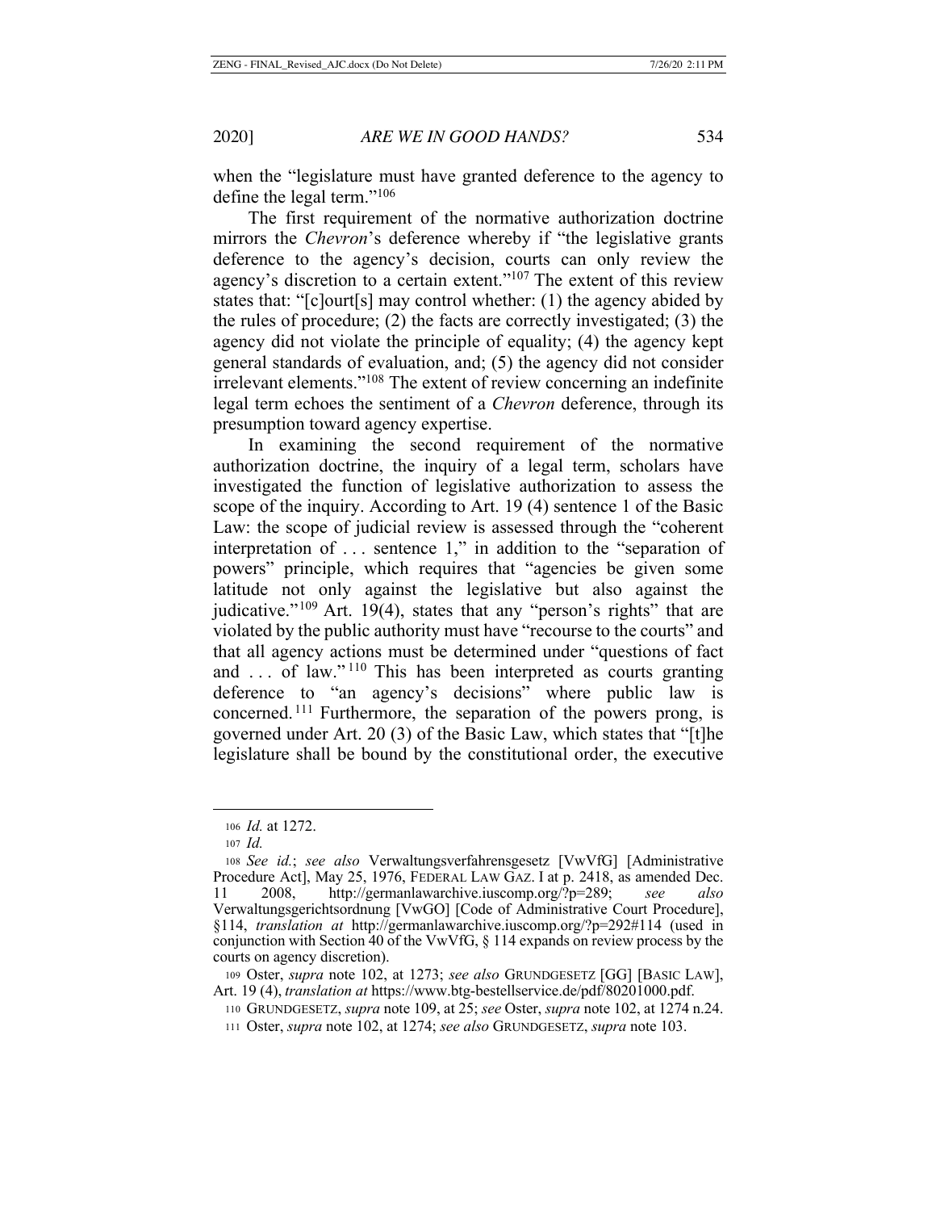when the "legislature must have granted deference to the agency to define the legal term."[106]

The first requirement of the normative authorization doctrine mirrors the *Chevron*'s deference whereby if "the legislative grants deference to the agency's decision, courts can only review the agency's discretion to a certain extent."[107] The extent of this review states that: "[c]ourt[s] may control whether: (1) the agency abided by the rules of procedure; (2) the facts are correctly investigated; (3) the agency did not violate the principle of equality; (4) the agency kept general standards of evaluation, and; (5) the agency did not consider irrelevant elements."[108] The extent of review concerning an indefinite legal term echoes the sentiment of a *Chevron* deference, through its presumption toward agency expertise.

In examining the second requirement of the normative authorization doctrine, the inquiry of a legal term, scholars have investigated the function of legislative authorization to assess the scope of the inquiry. According to Art. 19 (4) sentence 1 of the Basic Law: the scope of judicial review is assessed through the "coherent interpretation of . . . sentence 1," in addition to the "separation of powers" principle, which requires that "agencies be given some latitude not only against the legislative but also against the judicative."[109] Art. 19(4), states that any "person's rights" that are violated by the public authority must have "recourse to the courts" and that all agency actions must be determined under "questions of fact and . . . of law."[110] This has been interpreted as courts granting deference to "an agency's decisions" where public law is concerned.[111] Furthermore, the separation of the powers prong, is governed under Art. 20 (3) of the Basic Law, which states that "[t]he legislature shall be bound by the constitutional order, the executive

---

106 *Id.* at 1272.

107 *Id.*

108 *See id.*; *see also* Verwaltungsverfahrensgesetz [VwVfG] [Administrative Procedure Act], May 25, 1976, FEDERAL LAW GAZ. I at p. 2418, as amended Dec. 11 2008, http://germanlawarchive.iuscomp.org/?p=289; *see also* Verwaltungsgerichtsordnung [VwGO] [Code of Administrative Court Procedure], §114, *translation at* http://germanlawarchive.iuscomp.org/?p=292#114 (used in conjunction with Section 40 of the VwVfG, § 114 expands on review process by the courts on agency discretion).

109 Oster, *supra* note 102, at 1273; *see also* GRUNDGESETZ [GG] [BASIC LAW], Art. 19 (4), *translation at* https://www.btg-bestellservice.de/pdf/80201000.pdf.

110 GRUNDGESETZ, *supra* note 109, at 25; *see* Oster, *supra* note 102, at 1274 n.24.

111 Oster, *supra* note 102, at 1274; *see also* GRUNDGESETZ, *supra* note 103.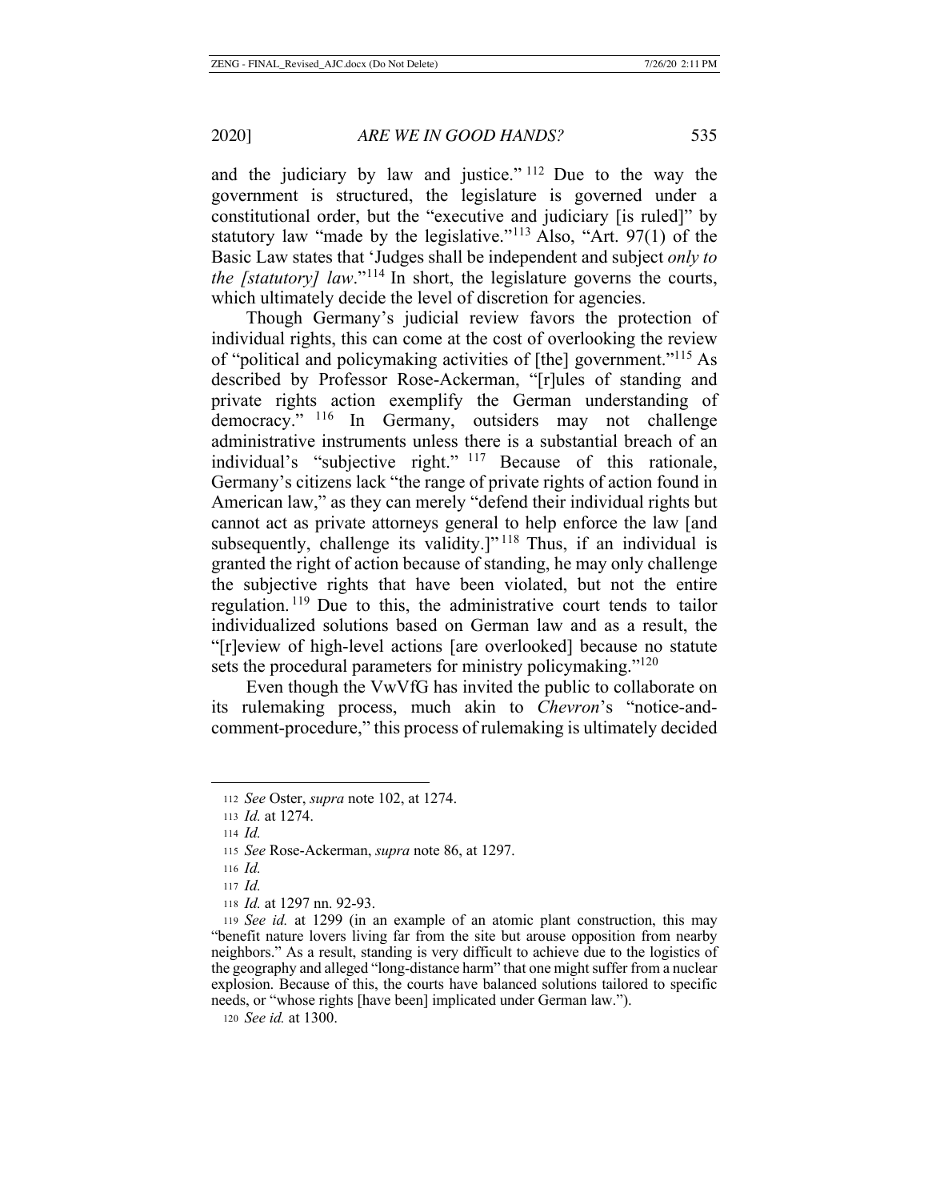and the judiciary by law and justice."[112] Due to the way the government is structured, the legislature is governed under a constitutional order, but the "executive and judiciary [is ruled]" by statutory law "made by the legislative."[113] Also, "Art. 97(1) of the Basic Law states that 'Judges shall be independent and subject *only to the [statutory] law*."[114] In short, the legislature governs the courts, which ultimately decide the level of discretion for agencies.

Though Germany's judicial review favors the protection of individual rights, this can come at the cost of overlooking the review of "political and policymaking activities of [the] government."[115] As described by Professor Rose-Ackerman, "[r]ules of standing and private rights action exemplify the German understanding of democracy."[116] In Germany, outsiders may not challenge administrative instruments unless there is a substantial breach of an individual's "subjective right."[117] Because of this rationale, Germany's citizens lack "the range of private rights of action found in American law," as they can merely "defend their individual rights but cannot act as private attorneys general to help enforce the law [and subsequently, challenge its validity.]"[118] Thus, if an individual is granted the right of action because of standing, he may only challenge the subjective rights that have been violated, but not the entire regulation.[119] Due to this, the administrative court tends to tailor individualized solutions based on German law and as a result, the "[r]eview of high-level actions [are overlooked] because no statute sets the procedural parameters for ministry policymaking."[120]

Even though the VwVfG has invited the public to collaborate on its rulemaking process, much akin to *Chevron*'s "notice-and-comment-procedure," this process of rulemaking is ultimately decided

---

112 *See* Oster, *supra* note 102, at 1274.

113 *Id.* at 1274.

114 *Id.*

115 *See* Rose-Ackerman, *supra* note 86, at 1297.

116 *Id.*

117 *Id.*

118 *Id.* at 1297 nn. 92-93.

119 *See id.* at 1299 (in an example of an atomic plant construction, this may "benefit nature lovers living far from the site but arouse opposition from nearby neighbors." As a result, standing is very difficult to achieve due to the logistics of the geography and alleged "long-distance harm" that one might suffer from a nuclear explosion. Because of this, the courts have balanced solutions tailored to specific needs, or "whose rights [have been] implicated under German law.").

120 *See id.* at 1300.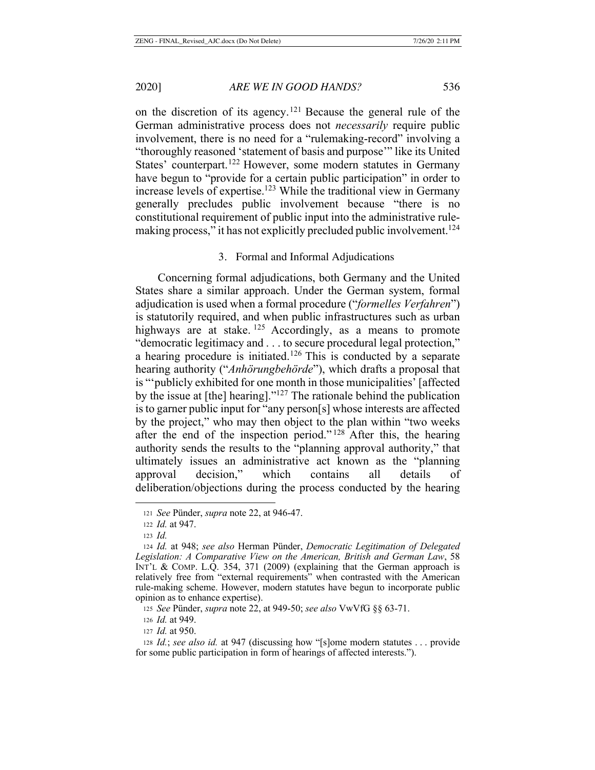on the discretion of its agency.[121] Because the general rule of the German administrative process does not *necessarily* require public involvement, there is no need for a "rulemaking-record" involving a "thoroughly reasoned 'statement of basis and purpose'" like its United States' counterpart.[122] However, some modern statutes in Germany have begun to "provide for a certain public participation" in order to increase levels of expertise.[123] While the traditional view in Germany generally precludes public involvement because "there is no constitutional requirement of public input into the administrative rule-making process," it has not explicitly precluded public involvement.[124]

### 3. Formal and Informal Adjudications

Concerning formal adjudications, both Germany and the United States share a similar approach. Under the German system, formal adjudication is used when a formal procedure ("*formelles Verfahren*") is statutorily required, and when public infrastructures such as urban highways are at stake.[125] Accordingly, as a means to promote "democratic legitimacy and . . . to secure procedural legal protection," a hearing procedure is initiated.[126] This is conducted by a separate hearing authority ("*Anhörungbehörde*"), which drafts a proposal that is "'publicly exhibited for one month in those municipalities' [affected by the issue at [the] hearing]."[127] The rationale behind the publication is to garner public input for "any person[s] whose interests are affected by the project," who may then object to the plan within "two weeks after the end of the inspection period."[128] After this, the hearing authority sends the results to the "planning approval authority," that ultimately issues an administrative act known as the "planning approval decision," which contains all details of deliberation/objections during the process conducted by the hearing

---

121 *See* Pünder, *supra* note 22, at 946-47.

122 *Id.* at 947.

123 *Id.*

124 *Id.* at 948; *see also* Herman Pünder, *Democratic Legitimation of Delegated Legislation: A Comparative View on the American, British and German Law*, 58 INT'L & COMP. L.Q. 354, 371 (2009) (explaining that the German approach is relatively free from "external requirements" when contrasted with the American rule-making scheme. However, modern statutes have begun to incorporate public opinion as to enhance expertise).

125 *See* Pünder, *supra* note 22, at 949-50; *see also* VwVfG §§ 63-71.

126 *Id.* at 949.

127 *Id.* at 950.

128 *Id.*; *see also id.* at 947 (discussing how "[s]ome modern statutes . . . provide for some public participation in form of hearings of affected interests.").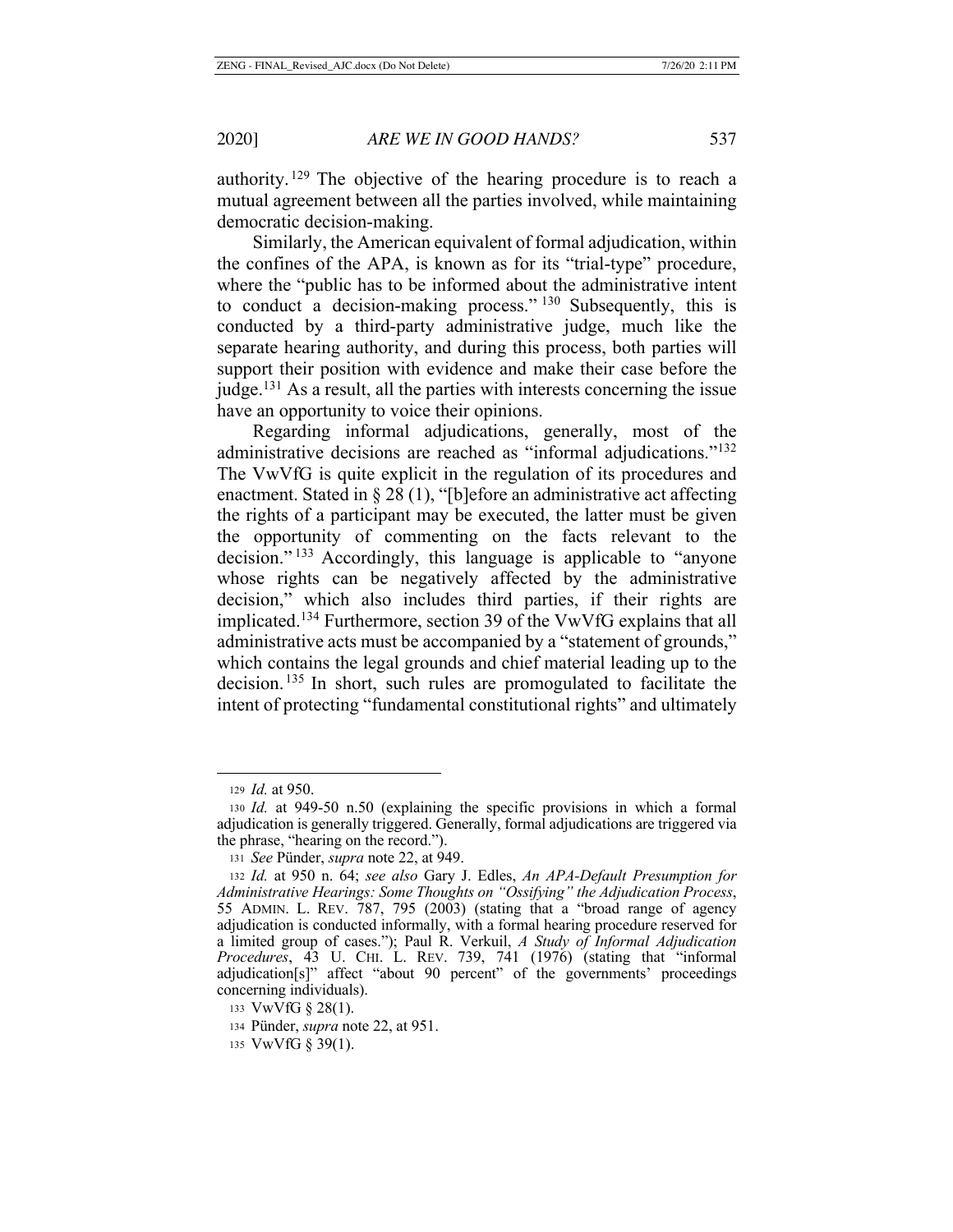authority.[129] The objective of the hearing procedure is to reach a mutual agreement between all the parties involved, while maintaining democratic decision-making.

Similarly, the American equivalent of formal adjudication, within the confines of the APA, is known as for its "trial-type" procedure, where the "public has to be informed about the administrative intent to conduct a decision-making process."[130] Subsequently, this is conducted by a third-party administrative judge, much like the separate hearing authority, and during this process, both parties will support their position with evidence and make their case before the judge.[131] As a result, all the parties with interests concerning the issue have an opportunity to voice their opinions.

Regarding informal adjudications, generally, most of the administrative decisions are reached as "informal adjudications."[132] The VwVfG is quite explicit in the regulation of its procedures and enactment. Stated in § 28 (1), "[b]efore an administrative act affecting the rights of a participant may be executed, the latter must be given the opportunity of commenting on the facts relevant to the decision."[133] Accordingly, this language is applicable to "anyone whose rights can be negatively affected by the administrative decision," which also includes third parties, if their rights are implicated.[134] Furthermore, section 39 of the VwVfG explains that all administrative acts must be accompanied by a "statement of grounds," which contains the legal grounds and chief material leading up to the decision.[135] In short, such rules are promogulated to facilitate the intent of protecting "fundamental constitutional rights" and ultimately

---

129 *Id.* at 950.

130 *Id.* at 949-50 n.50 (explaining the specific provisions in which a formal adjudication is generally triggered. Generally, formal adjudications are triggered via the phrase, "hearing on the record.").

131 *See* Pünder, *supra* note 22, at 949.

132 *Id.* at 950 n. 64; *see also* Gary J. Edles, *An APA-Default Presumption for Administrative Hearings: Some Thoughts on "Ossifying" the Adjudication Process*, 55 ADMIN. L. REV. 787, 795 (2003) (stating that a "broad range of agency adjudication is conducted informally, with a formal hearing procedure reserved for a limited group of cases."); Paul R. Verkuil, *A Study of Informal Adjudication Procedures*, 43 U. CHI. L. REV. 739, 741 (1976) (stating that "informal adjudication[s]" affect "about 90 percent" of the governments' proceedings concerning individuals).

133 VwVfG § 28(1).

134 Pünder, *supra* note 22, at 951.

135 VwVfG § 39(1).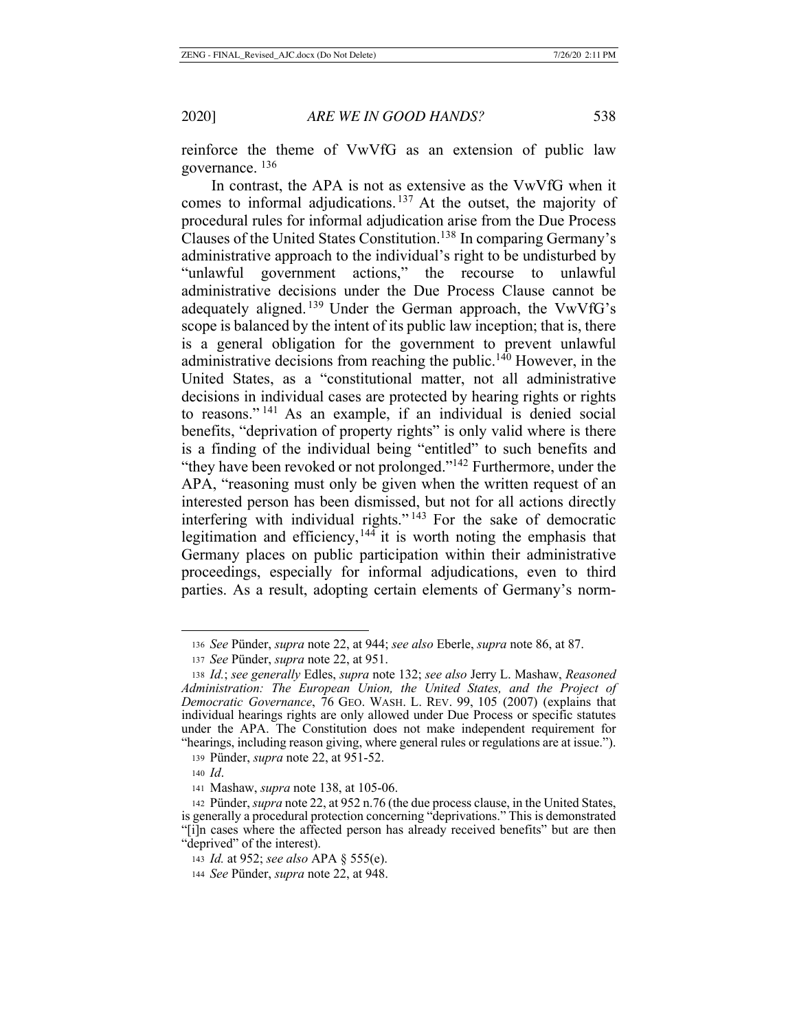reinforce the theme of VwVfG as an extension of public law governance. [136]

In contrast, the APA is not as extensive as the VwVfG when it comes to informal adjudications.[137] At the outset, the majority of procedural rules for informal adjudication arise from the Due Process Clauses of the United States Constitution.[138] In comparing Germany's administrative approach to the individual's right to be undisturbed by "unlawful government actions," the recourse to unlawful administrative decisions under the Due Process Clause cannot be adequately aligned.[139] Under the German approach, the VwVfG's scope is balanced by the intent of its public law inception; that is, there is a general obligation for the government to prevent unlawful administrative decisions from reaching the public.[140] However, in the United States, as a "constitutional matter, not all administrative decisions in individual cases are protected by hearing rights or rights to reasons."[141] As an example, if an individual is denied social benefits, "deprivation of property rights" is only valid where is there is a finding of the individual being "entitled" to such benefits and "they have been revoked or not prolonged."[142] Furthermore, under the APA, "reasoning must only be given when the written request of an interested person has been dismissed, but not for all actions directly interfering with individual rights."[143] For the sake of democratic legitimation and efficiency,[144] it is worth noting the emphasis that Germany places on public participation within their administrative proceedings, especially for informal adjudications, even to third parties. As a result, adopting certain elements of Germany's norm-

---

[136] *See* Pünder, *supra* note 22, at 944; *see also* Eberle, *supra* note 86, at 87.

[137] *See* Pünder, *supra* note 22, at 951.

[138] *Id.*; *see generally* Edles, *supra* note 132; *see also* Jerry L. Mashaw, *Reasoned Administration: The European Union, the United States, and the Project of Democratic Governance*, 76 GEO. WASH. L. REV. 99, 105 (2007) (explains that individual hearings rights are only allowed under Due Process or specific statutes under the APA. The Constitution does not make independent requirement for "hearings, including reason giving, where general rules or regulations are at issue.").

[139] Pünder, *supra* note 22, at 951-52.

[140] *Id*.

[141] Mashaw, *supra* note 138, at 105-06.

[142] Pünder, *supra* note 22, at 952 n.76 (the due process clause, in the United States, is generally a procedural protection concerning "deprivations." This is demonstrated "[i]n cases where the affected person has already received benefits" but are then "deprived" of the interest).

[143] *Id.* at 952; *see also* APA § 555(e).

[144] *See* Pünder, *supra* note 22, at 948.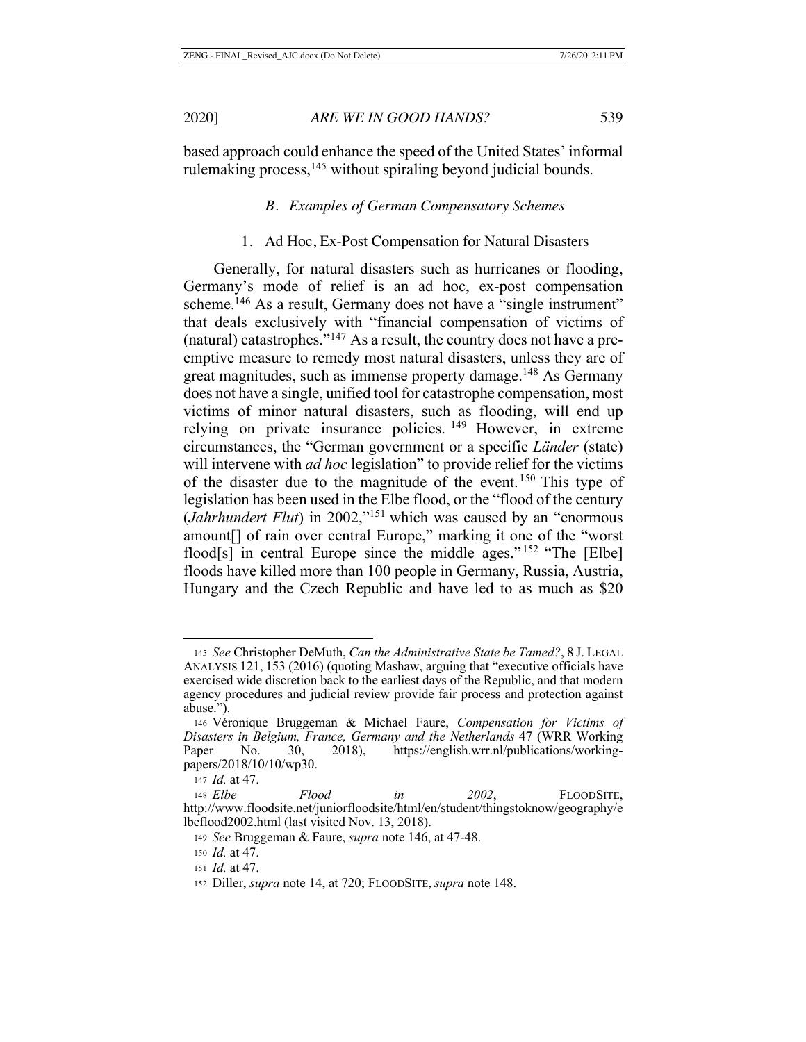based approach could enhance the speed of the United States' informal rulemaking process,[145] without spiraling beyond judicial bounds.

### *B. Examples of German Compensatory Schemes*

#### 1. Ad Hoc, Ex-Post Compensation for Natural Disasters

Generally, for natural disasters such as hurricanes or flooding, Germany's mode of relief is an ad hoc, ex-post compensation scheme.[146] As a result, Germany does not have a "single instrument" that deals exclusively with "financial compensation of victims of (natural) catastrophes."[147] As a result, the country does not have a pre-emptive measure to remedy most natural disasters, unless they are of great magnitudes, such as immense property damage.[148] As Germany does not have a single, unified tool for catastrophe compensation, most victims of minor natural disasters, such as flooding, will end up relying on private insurance policies.[149] However, in extreme circumstances, the "German government or a specific *Länder* (state) will intervene with *ad hoc* legislation" to provide relief for the victims of the disaster due to the magnitude of the event.[150] This type of legislation has been used in the Elbe flood, or the "flood of the century (*Jahrhundert Flut*) in 2002,"[151] which was caused by an "enormous amount[] of rain over central Europe," marking it one of the "worst flood[s] in central Europe since the middle ages."[152] "The [Elbe] floods have killed more than 100 people in Germany, Russia, Austria, Hungary and the Czech Republic and have led to as much as $20

---

145 *See* Christopher DeMuth, *Can the Administrative State be Tamed?*, 8 J. LEGAL ANALYSIS 121, 153 (2016) (quoting Mashaw, arguing that "executive officials have exercised wide discretion back to the earliest days of the Republic, and that modern agency procedures and judicial review provide fair process and protection against abuse.").

146 Véronique Bruggeman & Michael Faure, *Compensation for Victims of Disasters in Belgium, France, Germany and the Netherlands* 47 (WRR Working Paper No. 30, 2018), https://english.wrr.nl/publications/working-papers/2018/10/10/wp30.

147 *Id.* at 47.

148 *Elbe Flood in 2002*, FLOODSITE, http://www.floodsite.net/juniorfloodsite/html/en/student/thingstoknow/geography/elbeflood2002.html (last visited Nov. 13, 2018).

149 *See* Bruggeman & Faure, *supra* note 146, at 47-48.

150 *Id.* at 47.

151 *Id.* at 47.

152 Diller, *supra* note 14, at 720; FLOODSITE, *supra* note 148.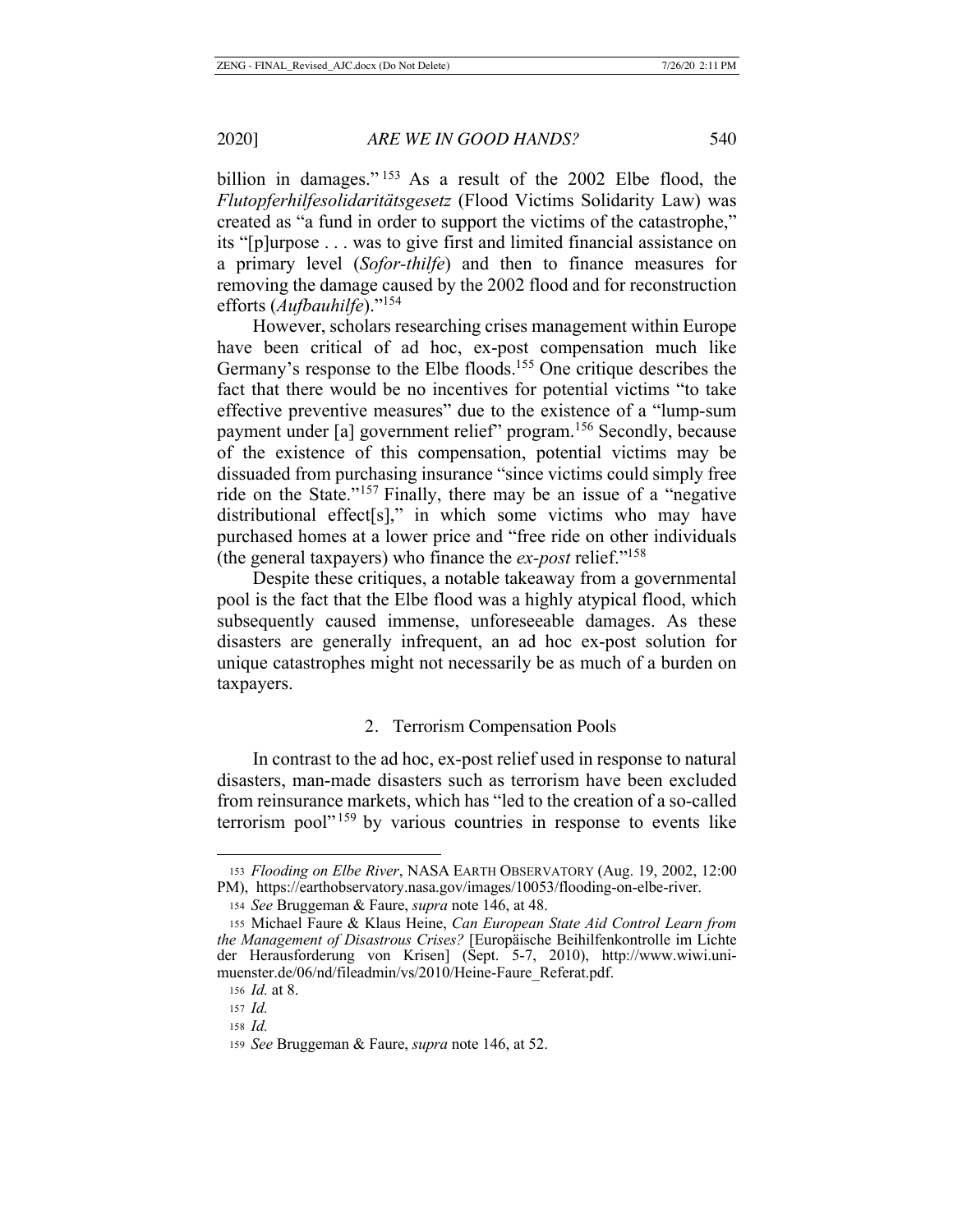billion in damages."[153] As a result of the 2002 Elbe flood, the *Flutopferhilfesolidaritätsgesetz* (Flood Victims Solidarity Law) was created as "a fund in order to support the victims of the catastrophe," its "[p]urpose . . . was to give first and limited financial assistance on a primary level (*Sofor-thilfe*) and then to finance measures for removing the damage caused by the 2002 flood and for reconstruction efforts (*Aufbauhilfe*)."[154]

However, scholars researching crises management within Europe have been critical of ad hoc, ex-post compensation much like Germany's response to the Elbe floods.[155] One critique describes the fact that there would be no incentives for potential victims "to take effective preventive measures" due to the existence of a "lump-sum payment under [a] government relief" program.[156] Secondly, because of the existence of this compensation, potential victims may be dissuaded from purchasing insurance "since victims could simply free ride on the State."[157] Finally, there may be an issue of a "negative distributional effect[s]," in which some victims who may have purchased homes at a lower price and "free ride on other individuals (the general taxpayers) who finance the *ex-post* relief."[158]

Despite these critiques, a notable takeaway from a governmental pool is the fact that the Elbe flood was a highly atypical flood, which subsequently caused immense, unforeseeable damages. As these disasters are generally infrequent, an ad hoc ex-post solution for unique catastrophes might not necessarily be as much of a burden on taxpayers.

### 2. Terrorism Compensation Pools

In contrast to the ad hoc, ex-post relief used in response to natural disasters, man-made disasters such as terrorism have been excluded from reinsurance markets, which has "led to the creation of a so-called terrorism pool"[159] by various countries in response to events like

---

153 *Flooding on Elbe River*, NASA EARTH OBSERVATORY (Aug. 19, 2002, 12:00 PM), https://earthobservatory.nasa.gov/images/10053/flooding-on-elbe-river.

154 *See* Bruggeman & Faure, *supra* note 146, at 48.

155 Michael Faure & Klaus Heine, *Can European State Aid Control Learn from the Management of Disastrous Crises?* [Europäische Beihilfenkontrolle im Lichte der Herausforderung von Krisen] (Sept. 5-7, 2010), http://www.wiwi.uni-muenster.de/06/nd/fileadmin/vs/2010/Heine-Faure_Referat.pdf.

156 *Id.* at 8.

157 *Id.*

158 *Id.*

159 *See* Bruggeman & Faure, *supra* note 146, at 52.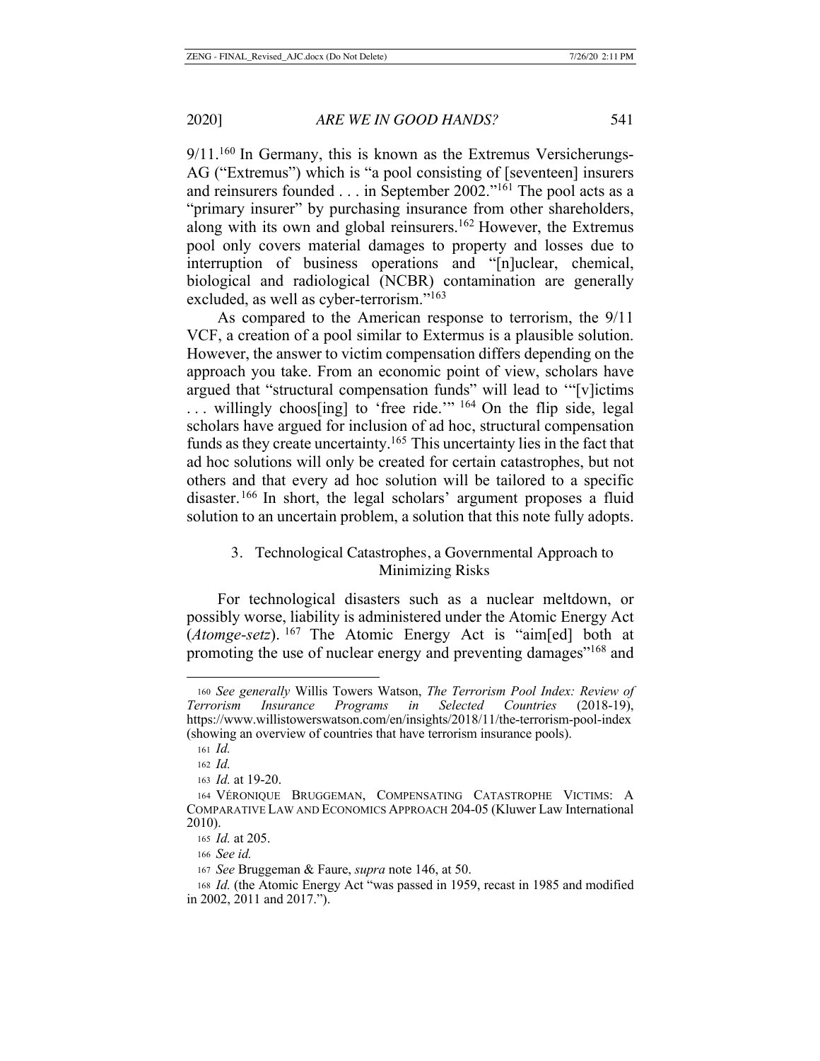9/11.[160] In Germany, this is known as the Extremus Versicherungs-AG ("Extremus") which is "a pool consisting of [seventeen] insurers and reinsurers founded . . . in September 2002."[161] The pool acts as a "primary insurer" by purchasing insurance from other shareholders, along with its own and global reinsurers.[162] However, the Extremus pool only covers material damages to property and losses due to interruption of business operations and "[n]uclear, chemical, biological and radiological (NCBR) contamination are generally excluded, as well as cyber-terrorism."[163]

As compared to the American response to terrorism, the 9/11 VCF, a creation of a pool similar to Extermus is a plausible solution. However, the answer to victim compensation differs depending on the approach you take. From an economic point of view, scholars have argued that "structural compensation funds" will lead to '"[v]ictims . . . willingly choos[ing] to 'free ride.'" [164] On the flip side, legal scholars have argued for inclusion of ad hoc, structural compensation funds as they create uncertainty.[165] This uncertainty lies in the fact that ad hoc solutions will only be created for certain catastrophes, but not others and that every ad hoc solution will be tailored to a specific disaster.[166] In short, the legal scholars' argument proposes a fluid solution to an uncertain problem, a solution that this note fully adopts.

### 3. Technological Catastrophes, a Governmental Approach to Minimizing Risks

For technological disasters such as a nuclear meltdown, or possibly worse, liability is administered under the Atomic Energy Act (*Atomge-setz*).[167] The Atomic Energy Act is "aim[ed] both at promoting the use of nuclear energy and preventing damages"[168] and

---

160 *See generally* Willis Towers Watson, *The Terrorism Pool Index: Review of Terrorism Insurance Programs in Selected Countries* (2018-19), https://www.willistowerswatson.com/en/insights/2018/11/the-terrorism-pool-index (showing an overview of countries that have terrorism insurance pools).

161 *Id.*

162 *Id.*

163 *Id.* at 19-20.

164 VÉRONIQUE BRUGGEMAN, COMPENSATING CATASTROPHE VICTIMS: A COMPARATIVE LAW AND ECONOMICS APPROACH 204-05 (Kluwer Law International 2010).

165 *Id.* at 205.

166 *See id.*

167 *See* Bruggeman & Faure, *supra* note 146, at 50.

168 *Id.* (the Atomic Energy Act "was passed in 1959, recast in 1985 and modified in 2002, 2011 and 2017.").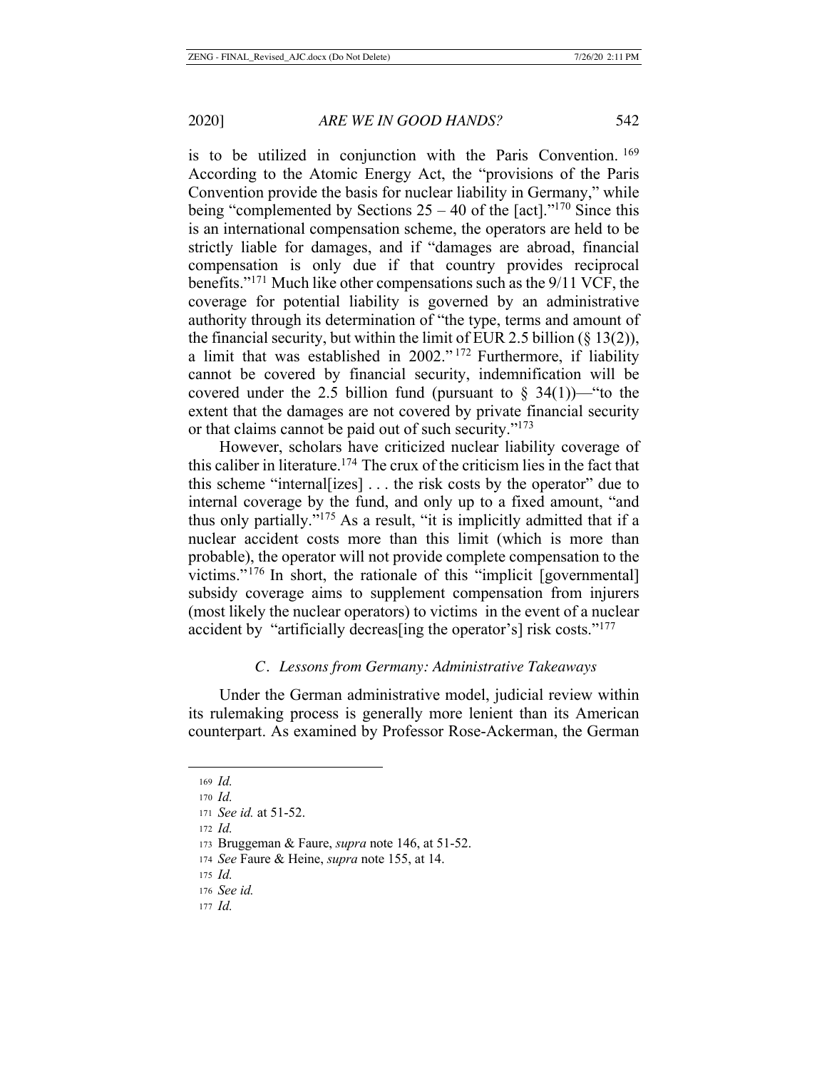is to be utilized in conjunction with the Paris Convention.[169] According to the Atomic Energy Act, the "provisions of the Paris Convention provide the basis for nuclear liability in Germany," while being "complemented by Sections 25 – 40 of the [act]."[170] Since this is an international compensation scheme, the operators are held to be strictly liable for damages, and if "damages are abroad, financial compensation is only due if that country provides reciprocal benefits."[171] Much like other compensations such as the 9/11 VCF, the coverage for potential liability is governed by an administrative authority through its determination of "the type, terms and amount of the financial security, but within the limit of EUR 2.5 billion (§ 13(2)), a limit that was established in 2002."[172] Furthermore, if liability cannot be covered by financial security, indemnification will be covered under the 2.5 billion fund (pursuant to § 34(1))—"to the extent that the damages are not covered by private financial security or that claims cannot be paid out of such security."[173]

However, scholars have criticized nuclear liability coverage of this caliber in literature.[174] The crux of the criticism lies in the fact that this scheme "internal[izes] . . . the risk costs by the operator" due to internal coverage by the fund, and only up to a fixed amount, "and thus only partially."[175] As a result, "it is implicitly admitted that if a nuclear accident costs more than this limit (which is more than probable), the operator will not provide complete compensation to the victims."[176] In short, the rationale of this "implicit [governmental] subsidy coverage aims to supplement compensation from injurers (most likely the nuclear operators) to victims in the event of a nuclear accident by "artificially decreas[ing the operator's] risk costs."[177]

### *C. Lessons from Germany: Administrative Takeaways*

Under the German administrative model, judicial review within its rulemaking process is generally more lenient than its American counterpart. As examined by Professor Rose-Ackerman, the German

---

169 *Id.*

170 *Id.*

171 *See id.* at 51-52.

172 *Id.*

173 Bruggeman & Faure, *supra* note 146, at 51-52.

174 *See* Faure & Heine, *supra* note 155, at 14.

175 *Id.*

176 *See id.*

177 *Id.*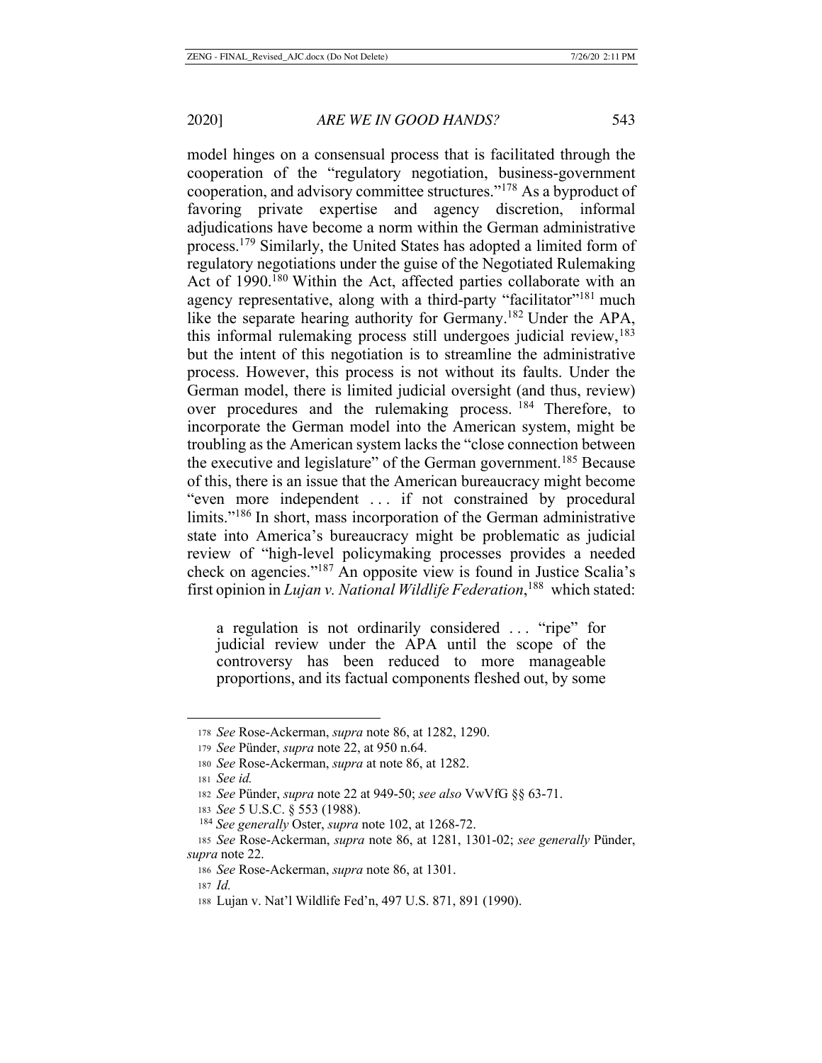model hinges on a consensual process that is facilitated through the cooperation of the "regulatory negotiation, business-government cooperation, and advisory committee structures."[178] As a byproduct of favoring private expertise and agency discretion, informal adjudications have become a norm within the German administrative process.[179] Similarly, the United States has adopted a limited form of regulatory negotiations under the guise of the Negotiated Rulemaking Act of 1990.[180] Within the Act, affected parties collaborate with an agency representative, along with a third-party "facilitator"[181] much like the separate hearing authority for Germany.[182] Under the APA, this informal rulemaking process still undergoes judicial review,[183] but the intent of this negotiation is to streamline the administrative process. However, this process is not without its faults. Under the German model, there is limited judicial oversight (and thus, review) over procedures and the rulemaking process.[184] Therefore, to incorporate the German model into the American system, might be troubling as the American system lacks the "close connection between the executive and legislature" of the German government.[185] Because of this, there is an issue that the American bureaucracy might become "even more independent . . . if not constrained by procedural limits."[186] In short, mass incorporation of the German administrative state into America's bureaucracy might be problematic as judicial review of "high-level policymaking processes provides a needed check on agencies."[187] An opposite view is found in Justice Scalia's first opinion in *Lujan v. National Wildlife Federation*,[188] which stated:

> a regulation is not ordinarily considered . . . "ripe" for judicial review under the APA until the scope of the controversy has been reduced to more manageable proportions, and its factual components fleshed out, by some

---

[178] *See* Rose-Ackerman, *supra* note 86, at 1282, 1290.

[179] *See* Pünder, *supra* note 22, at 950 n.64.

[180] *See* Rose-Ackerman, *supra* at note 86, at 1282.

[181] *See id.*

[182] *See* Pünder, *supra* note 22 at 949-50; *see also* VwVfG §§ 63-71.

[183] *See* 5 U.S.C. § 553 (1988).

[184] *See generally* Oster, *supra* note 102, at 1268-72.

[185] *See* Rose-Ackerman, *supra* note 86, at 1281, 1301-02; *see generally* Pünder, *supra* note 22.

[186] *See* Rose-Ackerman, *supra* note 86, at 1301.

[187] *Id.*

[188] Lujan v. Nat'l Wildlife Fed'n, 497 U.S. 871, 891 (1990).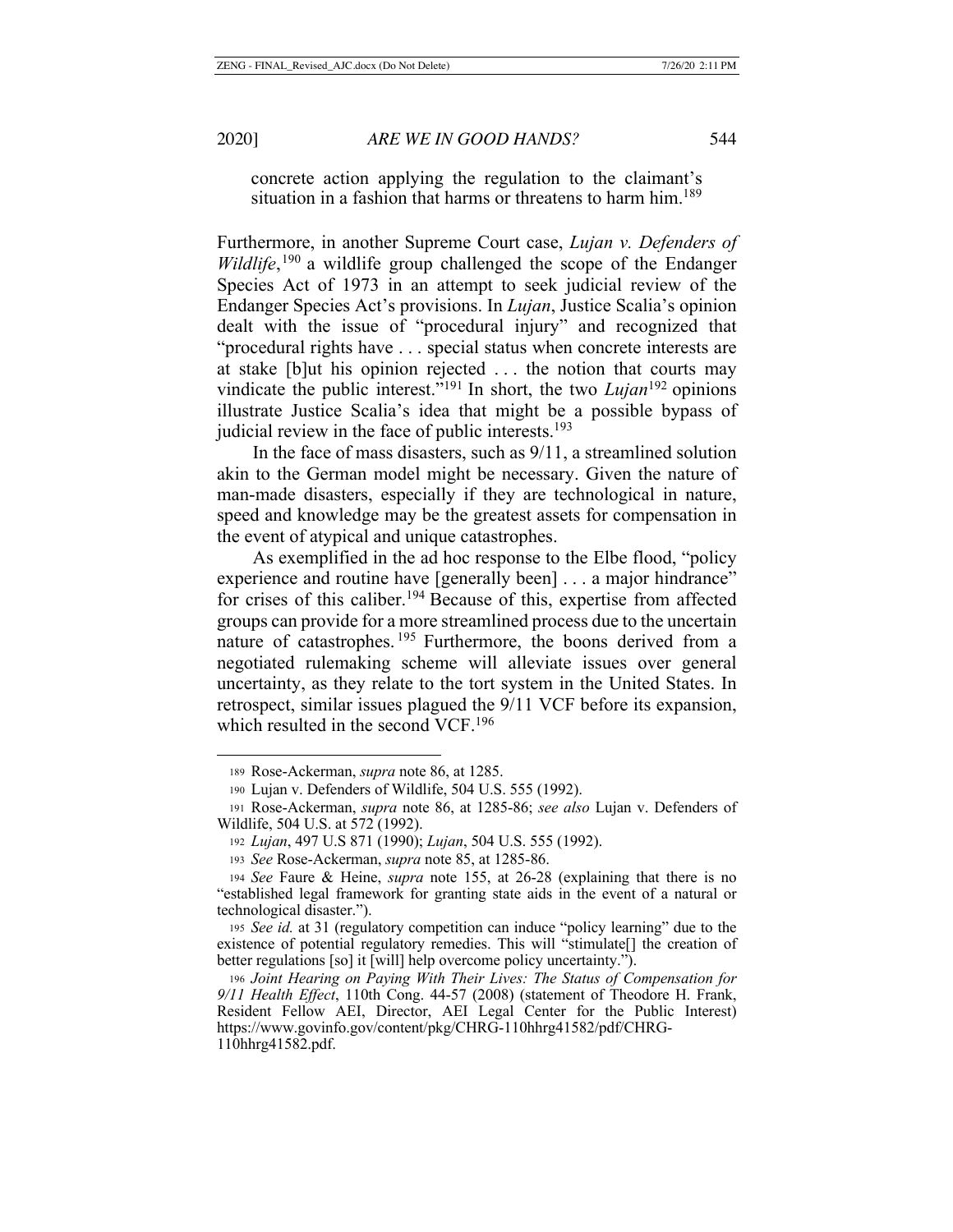concrete action applying the regulation to the claimant's situation in a fashion that harms or threatens to harm him.[189]

Furthermore, in another Supreme Court case, *Lujan v. Defenders of Wildlife*,[190] a wildlife group challenged the scope of the Endanger Species Act of 1973 in an attempt to seek judicial review of the Endanger Species Act's provisions. In *Lujan*, Justice Scalia's opinion dealt with the issue of "procedural injury" and recognized that "procedural rights have . . . special status when concrete interests are at stake [b]ut his opinion rejected . . . the notion that courts may vindicate the public interest."[191] In short, the two *Lujan*[192] opinions illustrate Justice Scalia's idea that might be a possible bypass of judicial review in the face of public interests.[193]

In the face of mass disasters, such as 9/11, a streamlined solution akin to the German model might be necessary. Given the nature of man-made disasters, especially if they are technological in nature, speed and knowledge may be the greatest assets for compensation in the event of atypical and unique catastrophes.

As exemplified in the ad hoc response to the Elbe flood, "policy experience and routine have [generally been] . . . a major hindrance" for crises of this caliber.[194] Because of this, expertise from affected groups can provide for a more streamlined process due to the uncertain nature of catastrophes.[195] Furthermore, the boons derived from a negotiated rulemaking scheme will alleviate issues over general uncertainty, as they relate to the tort system in the United States. In retrospect, similar issues plagued the 9/11 VCF before its expansion, which resulted in the second VCF.[196]

---

189 Rose-Ackerman, *supra* note 86, at 1285.

190 Lujan v. Defenders of Wildlife, 504 U.S. 555 (1992).

191 Rose-Ackerman, *supra* note 86, at 1285-86; *see also* Lujan v. Defenders of Wildlife, 504 U.S. at 572 (1992).

192 *Lujan*, 497 U.S 871 (1990); *Lujan*, 504 U.S. 555 (1992).

193 *See* Rose-Ackerman, *supra* note 85, at 1285-86.

194 *See* Faure & Heine, *supra* note 155, at 26-28 (explaining that there is no "established legal framework for granting state aids in the event of a natural or technological disaster.").

195 *See id.* at 31 (regulatory competition can induce "policy learning" due to the existence of potential regulatory remedies. This will "stimulate[] the creation of better regulations [so] it [will] help overcome policy uncertainty.").

196 *Joint Hearing on Paying With Their Lives: The Status of Compensation for 9/11 Health Effect*, 110th Cong. 44-57 (2008) (statement of Theodore H. Frank, Resident Fellow AEI, Director, AEI Legal Center for the Public Interest) https://www.govinfo.gov/content/pkg/CHRG-110hhrg41582/pdf/CHRG-110hhrg41582.pdf.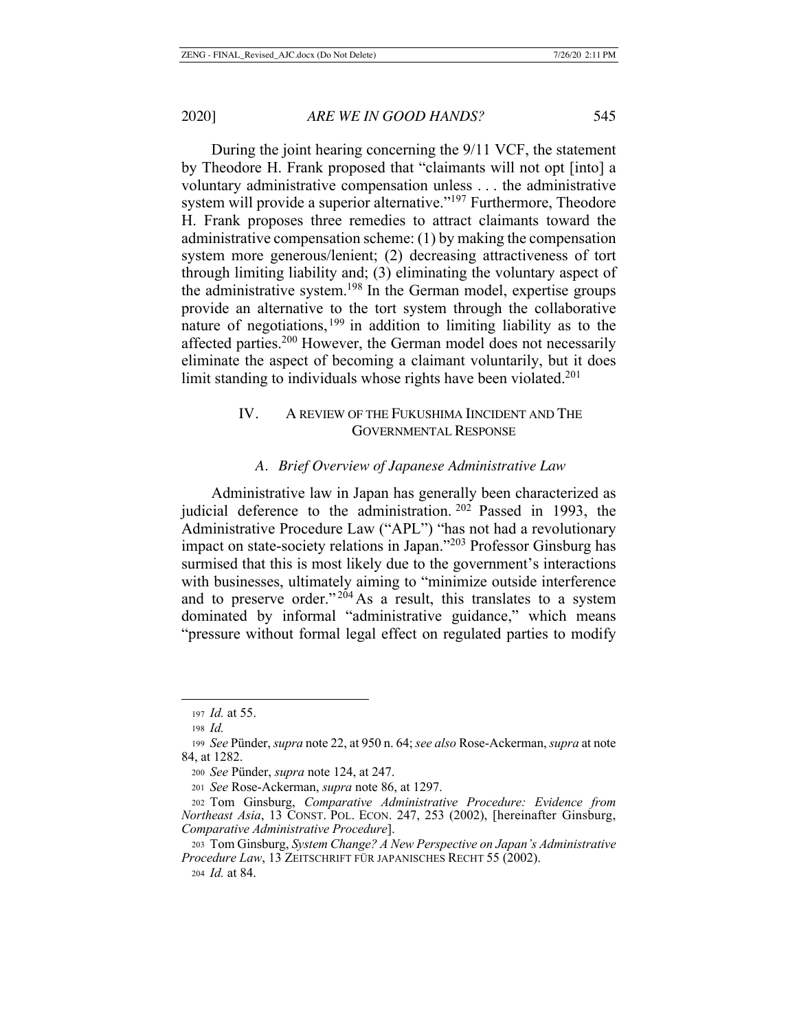During the joint hearing concerning the 9/11 VCF, the statement by Theodore H. Frank proposed that "claimants will not opt [into] a voluntary administrative compensation unless . . . the administrative system will provide a superior alternative."[197] Furthermore, Theodore H. Frank proposes three remedies to attract claimants toward the administrative compensation scheme: (1) by making the compensation system more generous/lenient; (2) decreasing attractiveness of tort through limiting liability and; (3) eliminating the voluntary aspect of the administrative system.[198] In the German model, expertise groups provide an alternative to the tort system through the collaborative nature of negotiations,[199] in addition to limiting liability as to the affected parties.[200] However, the German model does not necessarily eliminate the aspect of becoming a claimant voluntarily, but it does limit standing to individuals whose rights have been violated.[201]

## IV. A REVIEW OF THE FUKUSHIMA IINCIDENT AND THE GOVERNMENTAL RESPONSE

### *A. Brief Overview of Japanese Administrative Law*

Administrative law in Japan has generally been characterized as judicial deference to the administration.[202] Passed in 1993, the Administrative Procedure Law ("APL") "has not had a revolutionary impact on state-society relations in Japan."[203] Professor Ginsburg has surmised that this is most likely due to the government's interactions with businesses, ultimately aiming to "minimize outside interference and to preserve order."[204] As a result, this translates to a system dominated by informal "administrative guidance," which means "pressure without formal legal effect on regulated parties to modify

---

197 *Id.* at 55.

198 *Id.*

199 *See* Pünder, *supra* note 22, at 950 n. 64; *see also* Rose-Ackerman, *supra* at note 84, at 1282.

200 *See* Pünder, *supra* note 124, at 247.

201 *See* Rose-Ackerman, *supra* note 86, at 1297.

202 Tom Ginsburg, *Comparative Administrative Procedure: Evidence from Northeast Asia*, 13 CONST. POL. ECON. 247, 253 (2002), [hereinafter Ginsburg, *Comparative Administrative Procedure*].

203 Tom Ginsburg, *System Change? A New Perspective on Japan's Administrative Procedure Law*, 13 ZEITSCHRIFT FÜR JAPANISCHES RECHT 55 (2002).

204 *Id.* at 84.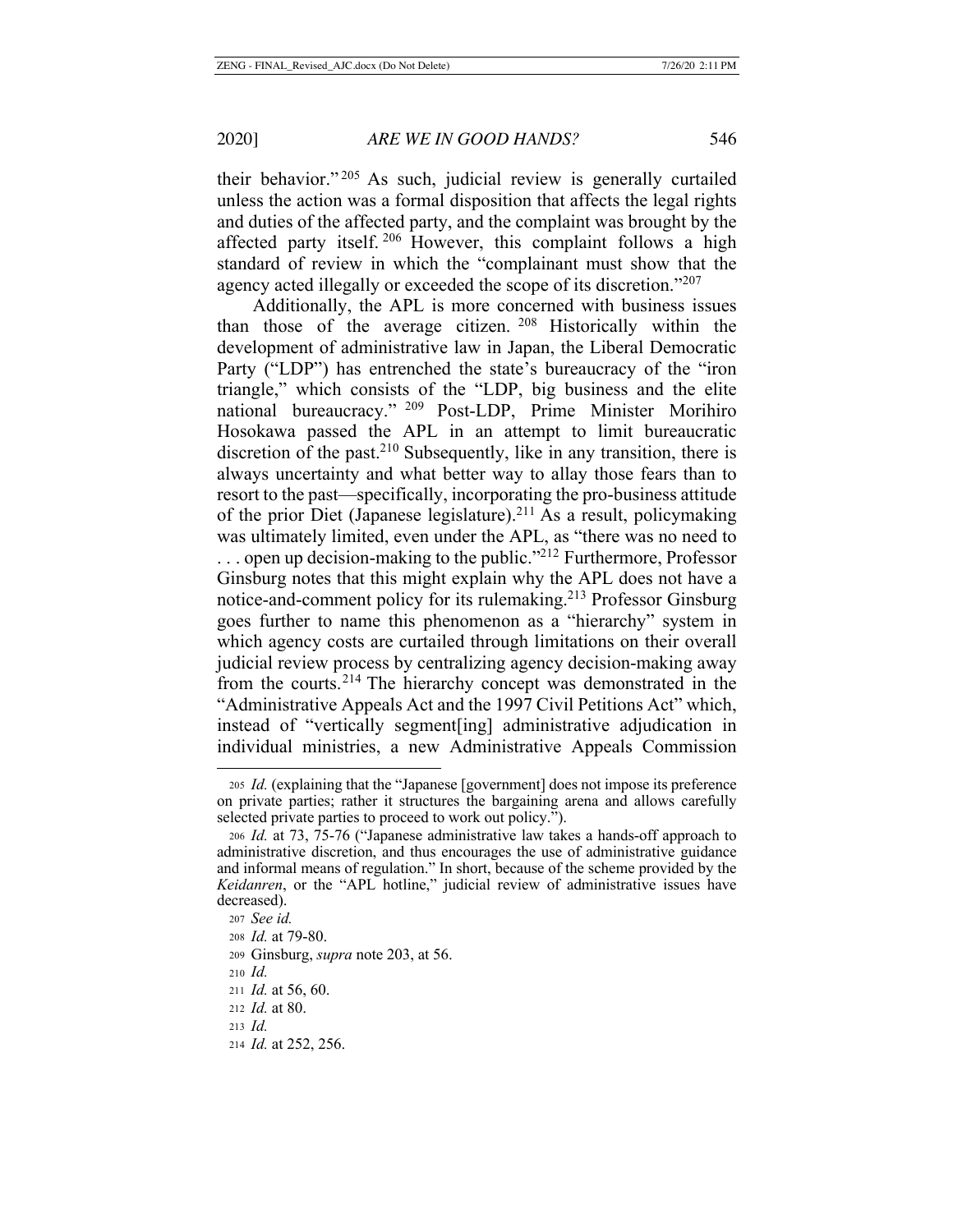their behavior."[205] As such, judicial review is generally curtailed unless the action was a formal disposition that affects the legal rights and duties of the affected party, and the complaint was brought by the affected party itself.[206] However, this complaint follows a high standard of review in which the "complainant must show that the agency acted illegally or exceeded the scope of its discretion."[207]

Additionally, the APL is more concerned with business issues than those of the average citizen.[208] Historically within the development of administrative law in Japan, the Liberal Democratic Party ("LDP") has entrenched the state's bureaucracy of the "iron triangle," which consists of the "LDP, big business and the elite national bureaucracy."[209] Post-LDP, Prime Minister Morihiro Hosokawa passed the APL in an attempt to limit bureaucratic discretion of the past.[210] Subsequently, like in any transition, there is always uncertainty and what better way to allay those fears than to resort to the past—specifically, incorporating the pro-business attitude of the prior Diet (Japanese legislature).[211] As a result, policymaking was ultimately limited, even under the APL, as "there was no need to . . . open up decision-making to the public."[212] Furthermore, Professor Ginsburg notes that this might explain why the APL does not have a notice-and-comment policy for its rulemaking.[213] Professor Ginsburg goes further to name this phenomenon as a "hierarchy" system in which agency costs are curtailed through limitations on their overall judicial review process by centralizing agency decision-making away from the courts.[214] The hierarchy concept was demonstrated in the "Administrative Appeals Act and the 1997 Civil Petitions Act" which, instead of "vertically segment[ing] administrative adjudication in individual ministries, a new Administrative Appeals Commission

---

205 *Id.* (explaining that the "Japanese [government] does not impose its preference on private parties; rather it structures the bargaining arena and allows carefully selected private parties to proceed to work out policy.").

206 *Id.* at 73, 75-76 ("Japanese administrative law takes a hands-off approach to administrative discretion, and thus encourages the use of administrative guidance and informal means of regulation." In short, because of the scheme provided by the *Keidanren*, or the "APL hotline," judicial review of administrative issues have decreased).

207 *See id.*

208 *Id.* at 79-80.

209 Ginsburg, *supra* note 203, at 56.

210 *Id.*

211 *Id.* at 56, 60.

212 *Id.* at 80.

213 *Id.*

214 *Id.* at 252, 256.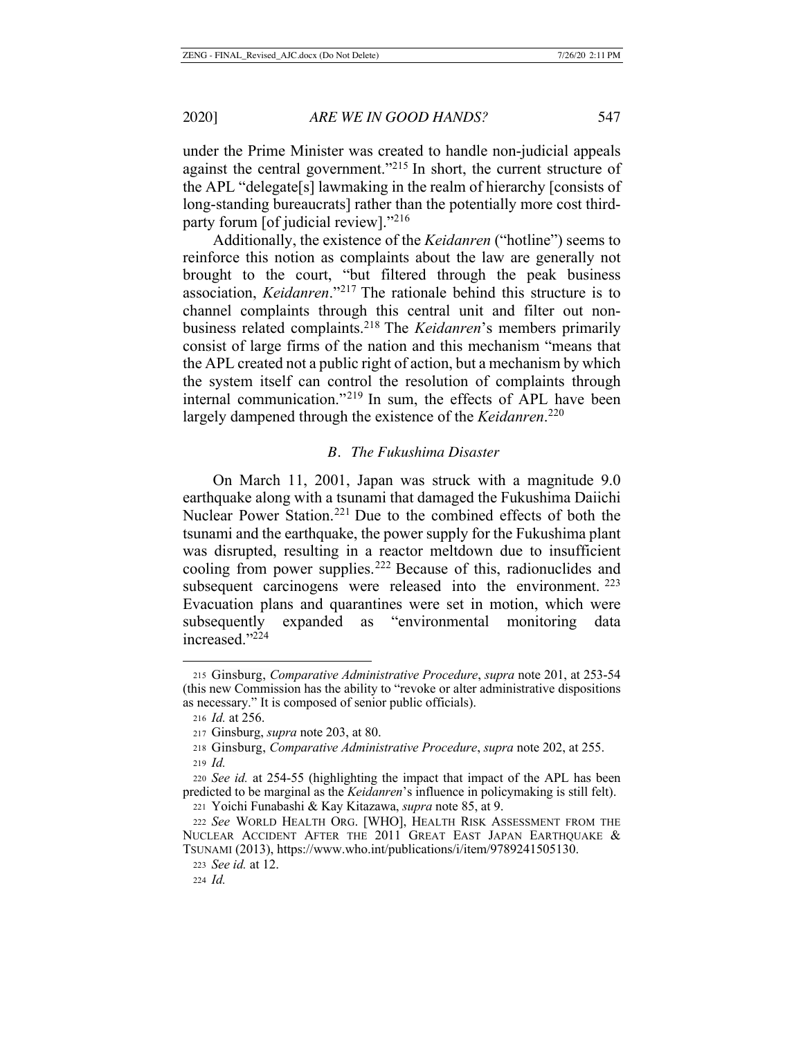under the Prime Minister was created to handle non-judicial appeals against the central government."[215] In short, the current structure of the APL "delegate[s] lawmaking in the realm of hierarchy [consists of long-standing bureaucrats] rather than the potentially more cost third-party forum [of judicial review]."[216]

Additionally, the existence of the *Keidanren* ("hotline") seems to reinforce this notion as complaints about the law are generally not brought to the court, "but filtered through the peak business association, *Keidanren*."[217] The rationale behind this structure is to channel complaints through this central unit and filter out non-business related complaints.[218] The *Keidanren*'s members primarily consist of large firms of the nation and this mechanism "means that the APL created not a public right of action, but a mechanism by which the system itself can control the resolution of complaints through internal communication."[219] In sum, the effects of APL have been largely dampened through the existence of the *Keidanren*.[220]

### *B. The Fukushima Disaster*

On March 11, 2001, Japan was struck with a magnitude 9.0 earthquake along with a tsunami that damaged the Fukushima Daiichi Nuclear Power Station.[221] Due to the combined effects of both the tsunami and the earthquake, the power supply for the Fukushima plant was disrupted, resulting in a reactor meltdown due to insufficient cooling from power supplies.[222] Because of this, radionuclides and subsequent carcinogens were released into the environment.[223] Evacuation plans and quarantines were set in motion, which were subsequently expanded as "environmental monitoring data increased."[224]

---

215 Ginsburg, *Comparative Administrative Procedure*, *supra* note 201, at 253-54 (this new Commission has the ability to "revoke or alter administrative dispositions as necessary." It is composed of senior public officials).

216 *Id.* at 256.

217 Ginsburg, *supra* note 203, at 80.

218 Ginsburg, *Comparative Administrative Procedure*, *supra* note 202, at 255.

219 *Id.*

220 *See id.* at 254-55 (highlighting the impact that impact of the APL has been predicted to be marginal as the *Keidanren*'s influence in policymaking is still felt).

221 Yoichi Funabashi & Kay Kitazawa, *supra* note 85, at 9.

222 *See* WORLD HEALTH ORG. [WHO], HEALTH RISK ASSESSMENT FROM THE NUCLEAR ACCIDENT AFTER THE 2011 GREAT EAST JAPAN EARTHQUAKE & TSUNAMI (2013), https://www.who.int/publications/i/item/9789241505130.

223 *See id.* at 12.

224 *Id.*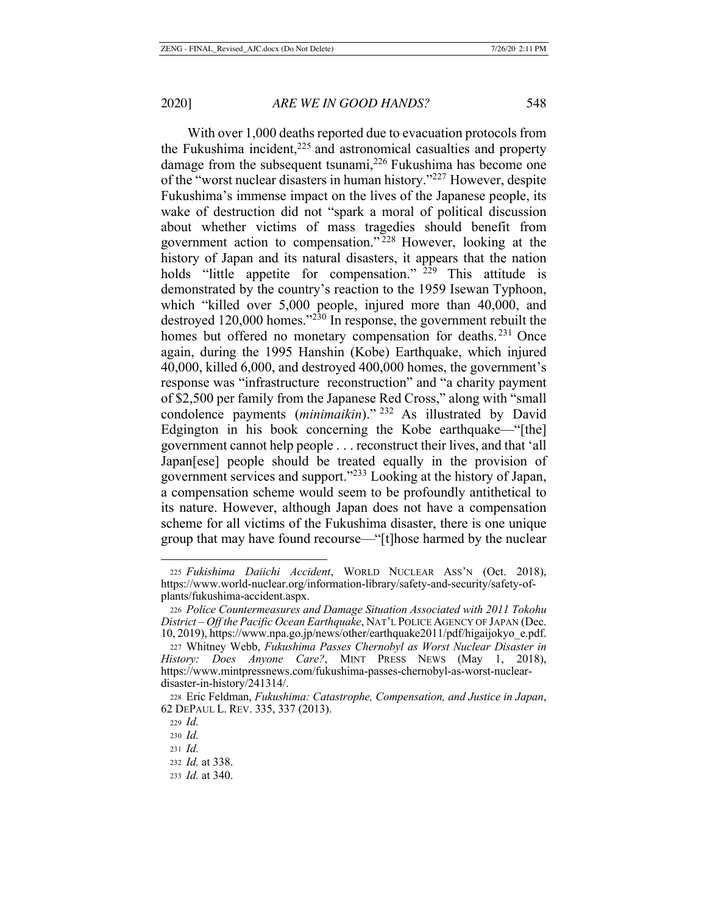With over 1,000 deaths reported due to evacuation protocols from the Fukushima incident,[225] and astronomical casualties and property damage from the subsequent tsunami,[226] Fukushima has become one of the "worst nuclear disasters in human history."[227] However, despite Fukushima's immense impact on the lives of the Japanese people, its wake of destruction did not "spark a moral of political discussion about whether victims of mass tragedies should benefit from government action to compensation."[228] However, looking at the history of Japan and its natural disasters, it appears that the nation holds "little appetite for compensation."[229] This attitude is demonstrated by the country's reaction to the 1959 Isewan Typhoon, which "killed over 5,000 people, injured more than 40,000, and destroyed 120,000 homes."[230] In response, the government rebuilt the homes but offered no monetary compensation for deaths.[231] Once again, during the 1995 Hanshin (Kobe) Earthquake, which injured 40,000, killed 6,000, and destroyed 400,000 homes, the government's response was "infrastructure reconstruction" and "a charity payment of $2,500 per family from the Japanese Red Cross," along with "small condolence payments (*minimaikin*)."[232] As illustrated by David Edgington in his book concerning the Kobe earthquake—"[the] government cannot help people . . . reconstruct their lives, and that 'all Japan[ese] people should be treated equally in the provision of government services and support."[233] Looking at the history of Japan, a compensation scheme would seem to be profoundly antithetical to its nature. However, although Japan does not have a compensation scheme for all victims of the Fukushima disaster, there is one unique group that may have found recourse—"[t]hose harmed by the nuclear

---

225 *Fukishima Daiichi Accident*, WORLD NUCLEAR ASS'N (Oct. 2018), https://www.world-nuclear.org/information-library/safety-and-security/safety-of-plants/fukushima-accident.aspx.

226 *Police Countermeasures and Damage Situation Associated with 2011 Tokohu District – Off the Pacific Ocean Earthquake*, NAT'L POLICE AGENCY OF JAPAN (Dec. 10, 2019), https://www.npa.go.jp/news/other/earthquake2011/pdf/higaijokyo_e.pdf.

227 Whitney Webb, *Fukushima Passes Chernobyl as Worst Nuclear Disaster in History: Does Anyone Care?*, MINT PRESS NEWS (May 1, 2018), https://www.mintpressnews.com/fukushima-passes-chernobyl-as-worst-nuclear-disaster-in-history/241314/.

228 Eric Feldman, *Fukushima: Catastrophe, Compensation, and Justice in Japan*, 62 DEPAUL L. REV. 335, 337 (2013).

229 *Id.*

230 *Id.*

231 *Id.*

232 *Id.* at 338.

233 *Id.* at 340.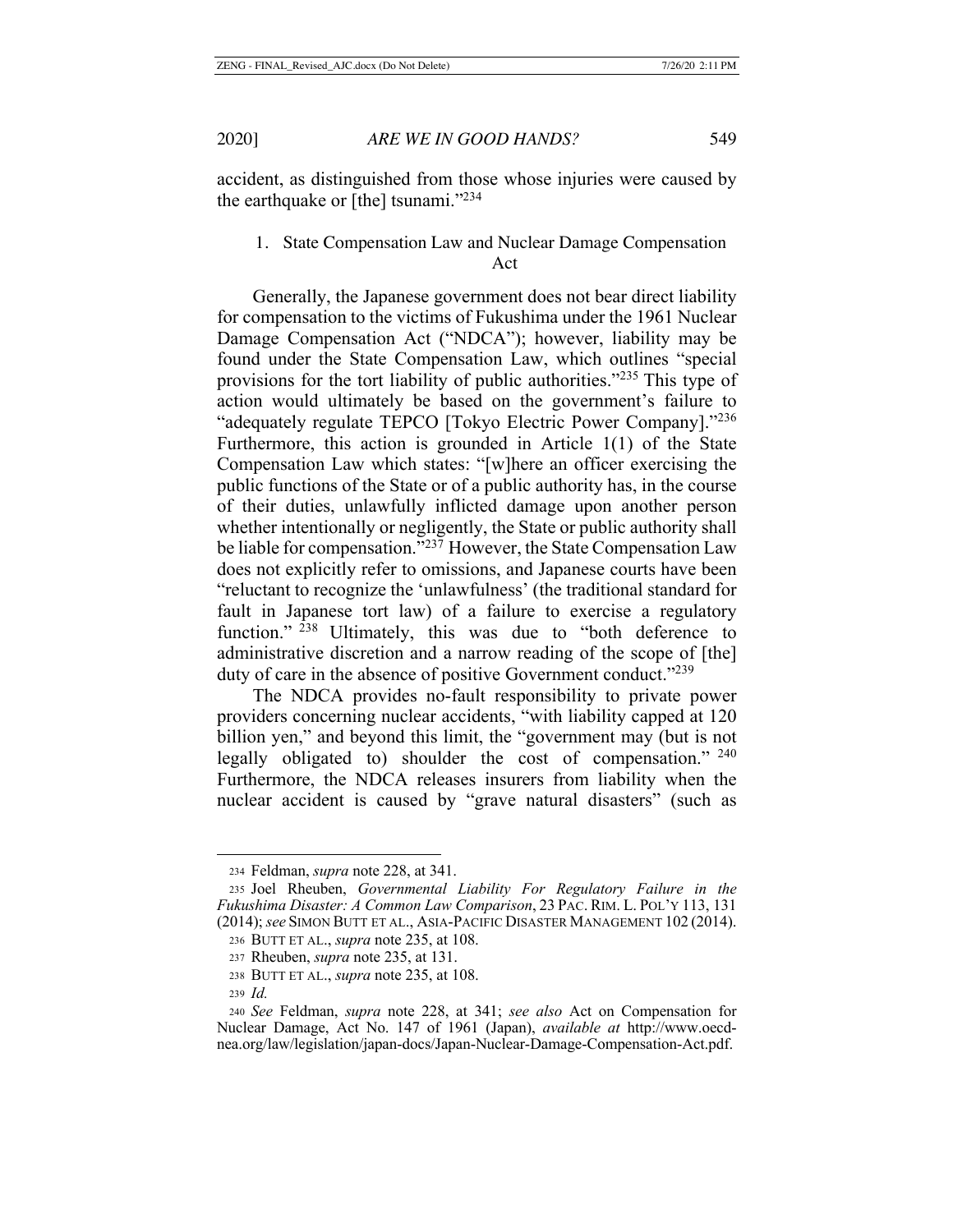accident, as distinguished from those whose injuries were caused by the earthquake or [the] tsunami."[234]

### 1. State Compensation Law and Nuclear Damage Compensation Act

Generally, the Japanese government does not bear direct liability for compensation to the victims of Fukushima under the 1961 Nuclear Damage Compensation Act ("NDCA"); however, liability may be found under the State Compensation Law, which outlines "special provisions for the tort liability of public authorities."[235] This type of action would ultimately be based on the government's failure to "adequately regulate TEPCO [Tokyo Electric Power Company]."[236] Furthermore, this action is grounded in Article 1(1) of the State Compensation Law which states: "[w]here an officer exercising the public functions of the State or of a public authority has, in the course of their duties, unlawfully inflicted damage upon another person whether intentionally or negligently, the State or public authority shall be liable for compensation."[237] However, the State Compensation Law does not explicitly refer to omissions, and Japanese courts have been "reluctant to recognize the 'unlawfulness' (the traditional standard for fault in Japanese tort law) of a failure to exercise a regulatory function."[238] Ultimately, this was due to "both deference to administrative discretion and a narrow reading of the scope of [the] duty of care in the absence of positive Government conduct."[239]

The NDCA provides no-fault responsibility to private power providers concerning nuclear accidents, "with liability capped at 120 billion yen," and beyond this limit, the "government may (but is not legally obligated to) shoulder the cost of compensation."[240] Furthermore, the NDCA releases insurers from liability when the nuclear accident is caused by "grave natural disasters" (such as

---

234 Feldman, *supra* note 228, at 341.

235 Joel Rheuben, *Governmental Liability For Regulatory Failure in the Fukushima Disaster: A Common Law Comparison*, 23 PAC. RIM. L. POL'Y 113, 131 (2014); *see* SIMON BUTT ET AL., ASIA-PACIFIC DISASTER MANAGEMENT 102 (2014).

236 BUTT ET AL., *supra* note 235, at 108.

237 Rheuben, *supra* note 235, at 131.

238 BUTT ET AL., *supra* note 235, at 108.

239 *Id.*

240 *See* Feldman, *supra* note 228, at 341; *see also* Act on Compensation for Nuclear Damage, Act No. 147 of 1961 (Japan), *available at* http://www.oecd-nea.org/law/legislation/japan-docs/Japan-Nuclear-Damage-Compensation-Act.pdf.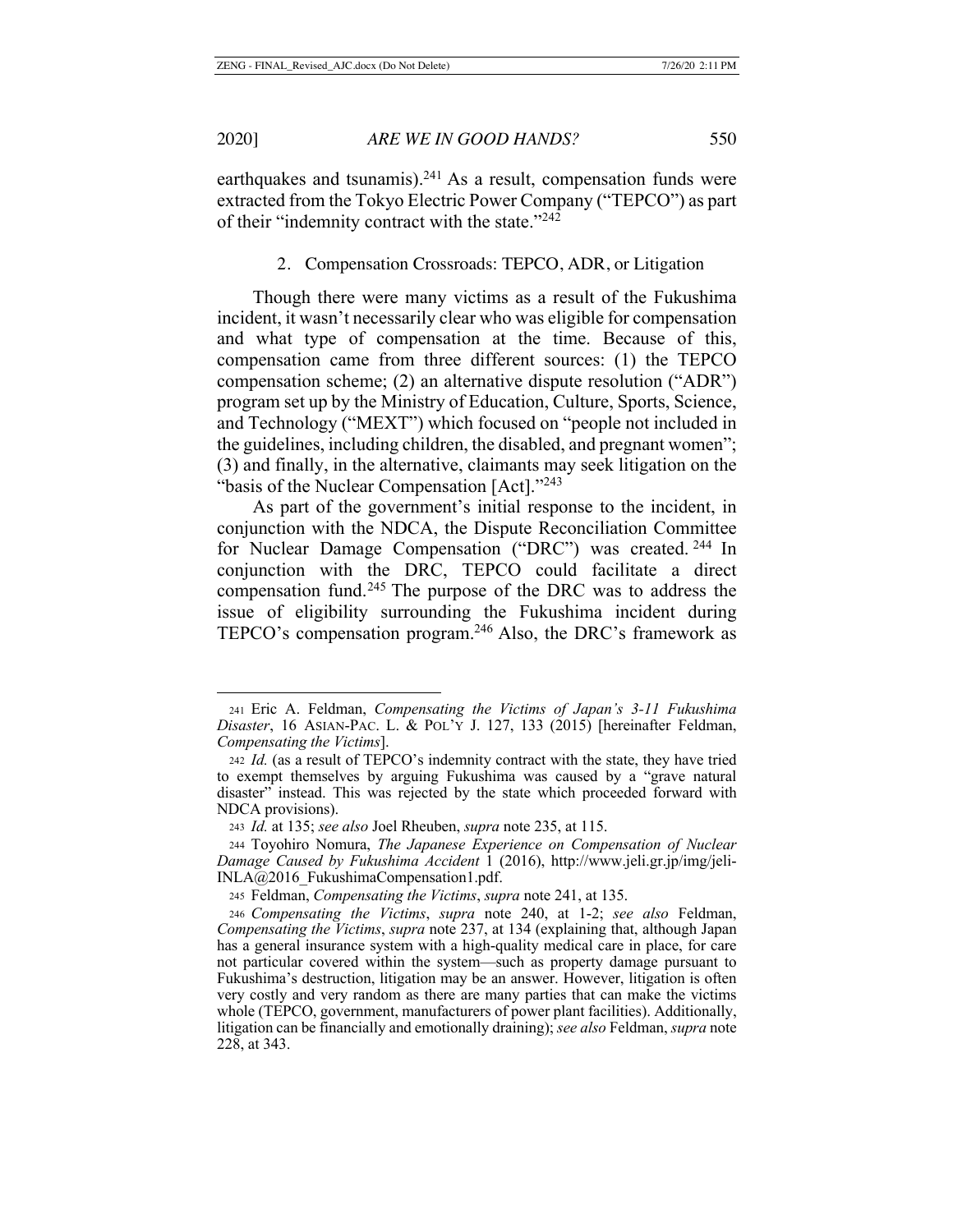earthquakes and tsunamis).[241] As a result, compensation funds were extracted from the Tokyo Electric Power Company ("TEPCO") as part of their "indemnity contract with the state."[242]

### 2. Compensation Crossroads: TEPCO, ADR, or Litigation

Though there were many victims as a result of the Fukushima incident, it wasn't necessarily clear who was eligible for compensation and what type of compensation at the time. Because of this, compensation came from three different sources: (1) the TEPCO compensation scheme; (2) an alternative dispute resolution ("ADR") program set up by the Ministry of Education, Culture, Sports, Science, and Technology ("MEXT") which focused on "people not included in the guidelines, including children, the disabled, and pregnant women"; (3) and finally, in the alternative, claimants may seek litigation on the "basis of the Nuclear Compensation [Act]."[243]

As part of the government's initial response to the incident, in conjunction with the NDCA, the Dispute Reconciliation Committee for Nuclear Damage Compensation ("DRC") was created.[244] In conjunction with the DRC, TEPCO could facilitate a direct compensation fund.[245] The purpose of the DRC was to address the issue of eligibility surrounding the Fukushima incident during TEPCO's compensation program.[246] Also, the DRC's framework as

---

[241] Eric A. Feldman, *Compensating the Victims of Japan's 3-11 Fukushima Disaster*, 16 ASIAN-PAC. L. & POL'Y J. 127, 133 (2015) [hereinafter Feldman, *Compensating the Victims*].

[242] *Id.* (as a result of TEPCO's indemnity contract with the state, they have tried to exempt themselves by arguing Fukushima was caused by a "grave natural disaster" instead. This was rejected by the state which proceeded forward with NDCA provisions).

[243] *Id.* at 135; *see also* Joel Rheuben, *supra* note 235, at 115.

[244] Toyohiro Nomura, *The Japanese Experience on Compensation of Nuclear Damage Caused by Fukushima Accident* 1 (2016), http://www.jeli.gr.jp/img/jeli-INLA@2016_FukushimaCompensation1.pdf.

[245] Feldman, *Compensating the Victims*, *supra* note 241, at 135.

[246] *Compensating the Victims*, *supra* note 240, at 1-2; *see also* Feldman, *Compensating the Victims*, *supra* note 237, at 134 (explaining that, although Japan has a general insurance system with a high-quality medical care in place, for care not particular covered within the system—such as property damage pursuant to Fukushima's destruction, litigation may be an answer. However, litigation is often very costly and very random as there are many parties that can make the victims whole (TEPCO, government, manufacturers of power plant facilities). Additionally, litigation can be financially and emotionally draining); *see also* Feldman, *supra* note 228, at 343.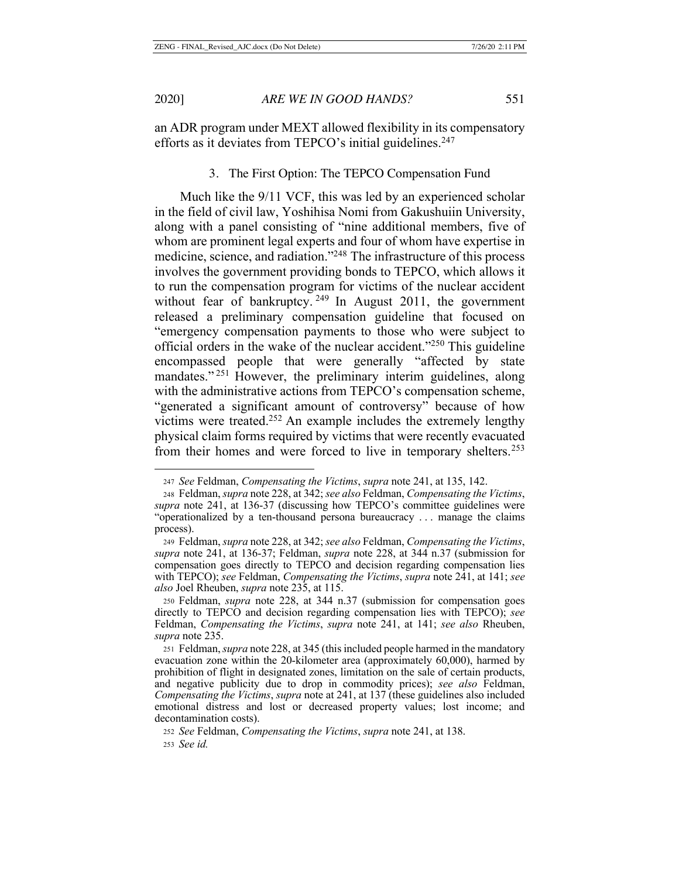an ADR program under MEXT allowed flexibility in its compensatory efforts as it deviates from TEPCO's initial guidelines.[247]

### 3. The First Option: The TEPCO Compensation Fund

Much like the 9/11 VCF, this was led by an experienced scholar in the field of civil law, Yoshihisa Nomi from Gakushuiin University, along with a panel consisting of "nine additional members, five of whom are prominent legal experts and four of whom have expertise in medicine, science, and radiation."[248] The infrastructure of this process involves the government providing bonds to TEPCO, which allows it to run the compensation program for victims of the nuclear accident without fear of bankruptcy.[249] In August 2011, the government released a preliminary compensation guideline that focused on "emergency compensation payments to those who were subject to official orders in the wake of the nuclear accident."[250] This guideline encompassed people that were generally "affected by state mandates."[251] However, the preliminary interim guidelines, along with the administrative actions from TEPCO's compensation scheme, "generated a significant amount of controversy" because of how victims were treated.[252] An example includes the extremely lengthy physical claim forms required by victims that were recently evacuated from their homes and were forced to live in temporary shelters.[253]

---

247 *See* Feldman, *Compensating the Victims*, *supra* note 241, at 135, 142.

248 Feldman, *supra* note 228, at 342; *see also* Feldman, *Compensating the Victims*, *supra* note 241, at 136-37 (discussing how TEPCO's committee guidelines were "operationalized by a ten-thousand persona bureaucracy . . . manage the claims process).

249 Feldman, *supra* note 228, at 342; *see also* Feldman, *Compensating the Victims*, *supra* note 241, at 136-37; Feldman, *supra* note 228, at 344 n.37 (submission for compensation goes directly to TEPCO and decision regarding compensation lies with TEPCO); *see* Feldman, *Compensating the Victims*, *supra* note 241, at 141; *see also* Joel Rheuben, *supra* note 235, at 115.

250 Feldman, *supra* note 228, at 344 n.37 (submission for compensation goes directly to TEPCO and decision regarding compensation lies with TEPCO); *see* Feldman, *Compensating the Victims*, *supra* note 241, at 141; *see also* Rheuben, *supra* note 235.

251 Feldman, *supra* note 228, at 345 (this included people harmed in the mandatory evacuation zone within the 20-kilometer area (approximately 60,000), harmed by prohibition of flight in designated zones, limitation on the sale of certain products, and negative publicity due to drop in commodity prices); *see also* Feldman, *Compensating the Victims*, *supra* note at 241, at 137 (these guidelines also included emotional distress and lost or decreased property values; lost income; and decontamination costs).

252 *See* Feldman, *Compensating the Victims*, *supra* note 241, at 138.

253 *See id.*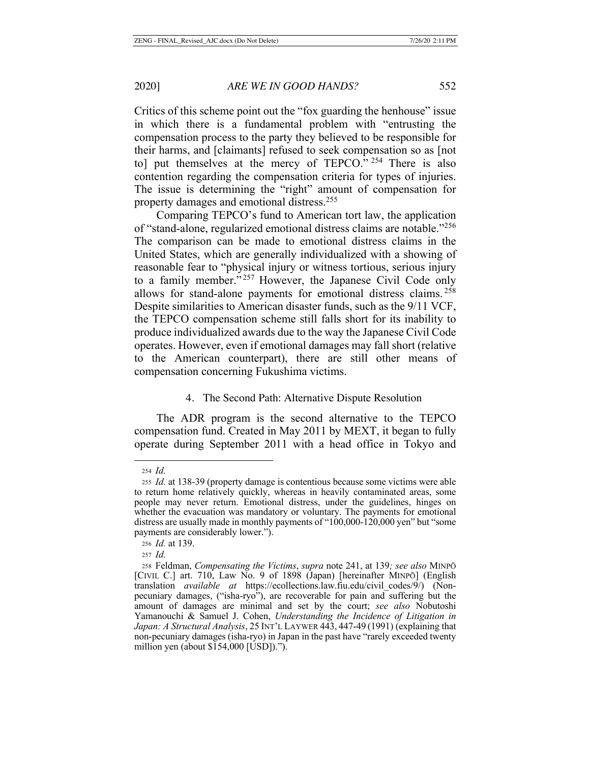Critics of this scheme point out the "fox guarding the henhouse" issue in which there is a fundamental problem with "entrusting the compensation process to the party they believed to be responsible for their harms, and [claimants] refused to seek compensation so as [not to] put themselves at the mercy of TEPCO."[254] There is also contention regarding the compensation criteria for types of injuries. The issue is determining the "right" amount of compensation for property damages and emotional distress.[255]

Comparing TEPCO's fund to American tort law, the application of "stand-alone, regularized emotional distress claims are notable."[256] The comparison can be made to emotional distress claims in the United States, which are generally individualized with a showing of reasonable fear to "physical injury or witness tortious, serious injury to a family member."[257] However, the Japanese Civil Code only allows for stand-alone payments for emotional distress claims.[258] Despite similarities to American disaster funds, such as the 9/11 VCF, the TEPCO compensation scheme still falls short for its inability to produce individualized awards due to the way the Japanese Civil Code operates. However, even if emotional damages may fall short (relative to the American counterpart), there are still other means of compensation concerning Fukushima victims.

#### 4. The Second Path: Alternative Dispute Resolution

The ADR program is the second alternative to the TEPCO compensation fund. Created in May 2011 by MEXT, it began to fully operate during September 2011 with a head office in Tokyo and

---

[254] *Id.*

[255] *Id.* at 138-39 (property damage is contentious because some victims were able to return home relatively quickly, whereas in heavily contaminated areas, some people may never return. Emotional distress, under the guidelines, hinges on whether the evacuation was mandatory or voluntary. The payments for emotional distress are usually made in monthly payments of "100,000-120,000 yen" but "some payments are considerably lower.").

[256] *Id.* at 139.

[257] *Id.*

[258] Feldman, *Compensating the Victims*, *supra* note 241, at 139*; see also* MINPŌ [CIVIL C.] art. 710, Law No. 9 of 1898 (Japan) [hereinafter MINPŌ] (English translation *available at* https://ecollections.law.fiu.edu/civil_codes/9/) (Non-pecuniary damages, ("isha-ryo"), are recoverable for pain and suffering but the amount of damages are minimal and set by the court; *see also* Nobutoshi Yamanouchi & Samuel J. Cohen, *Understanding the Incidence of Litigation in Japan: A Structural Analysis*, 25 INT'L LAYWER 443, 447-49 (1991) (explaining that non-pecuniary damages (isha-ryo) in Japan in the past have "rarely exceeded twenty million yen (about $154,000 [USD]).").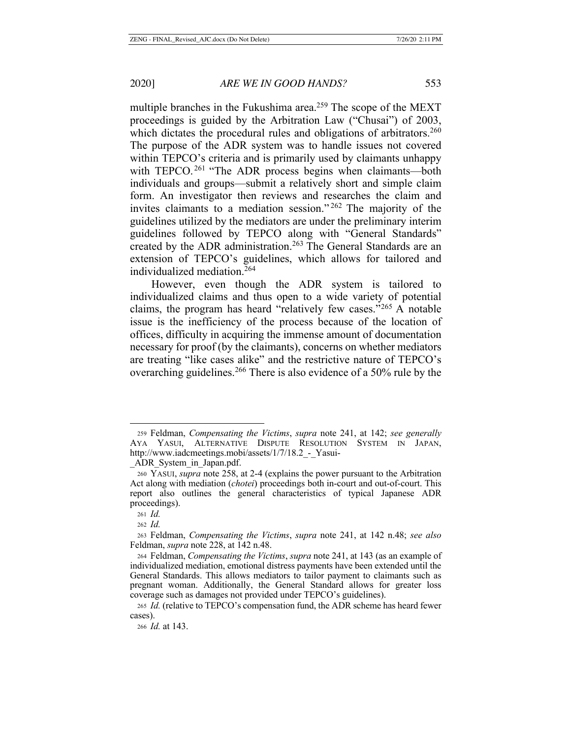multiple branches in the Fukushima area.[259] The scope of the MEXT proceedings is guided by the Arbitration Law ("Chusai") of 2003, which dictates the procedural rules and obligations of arbitrators.[260] The purpose of the ADR system was to handle issues not covered within TEPCO's criteria and is primarily used by claimants unhappy with TEPCO.[261] "The ADR process begins when claimants—both individuals and groups—submit a relatively short and simple claim form. An investigator then reviews and researches the claim and invites claimants to a mediation session."[262] The majority of the guidelines utilized by the mediators are under the preliminary interim guidelines followed by TEPCO along with "General Standards" created by the ADR administration.[263] The General Standards are an extension of TEPCO's guidelines, which allows for tailored and individualized mediation.[264]

However, even though the ADR system is tailored to individualized claims and thus open to a wide variety of potential claims, the program has heard "relatively few cases."[265] A notable issue is the inefficiency of the process because of the location of offices, difficulty in acquiring the immense amount of documentation necessary for proof (by the claimants), concerns on whether mediators are treating "like cases alike" and the restrictive nature of TEPCO's overarching guidelines.[266] There is also evidence of a 50% rule by the

---

259 Feldman, *Compensating the Victims*, *supra* note 241, at 142; *see generally* AYA YASUI, ALTERNATIVE DISPUTE RESOLUTION SYSTEM IN JAPAN, http://www.iadcmeetings.mobi/assets/1/7/18.2_-_Yasui-_ADR_System_in_Japan.pdf.

260 YASUI, *supra* note 258, at 2-4 (explains the power pursuant to the Arbitration Act along with mediation (*chotei*) proceedings both in-court and out-of-court. This report also outlines the general characteristics of typical Japanese ADR proceedings).

261 *Id.*

262 *Id.*

263 Feldman, *Compensating the Victims*, *supra* note 241, at 142 n.48; *see also* Feldman, *supra* note 228, at 142 n.48.

264 Feldman, *Compensating the Victims*, *supra* note 241, at 143 (as an example of individualized mediation, emotional distress payments have been extended until the General Standards. This allows mediators to tailor payment to claimants such as pregnant woman. Additionally, the General Standard allows for greater loss coverage such as damages not provided under TEPCO's guidelines).

265 *Id.* (relative to TEPCO's compensation fund, the ADR scheme has heard fewer cases).

266 *Id.* at 143.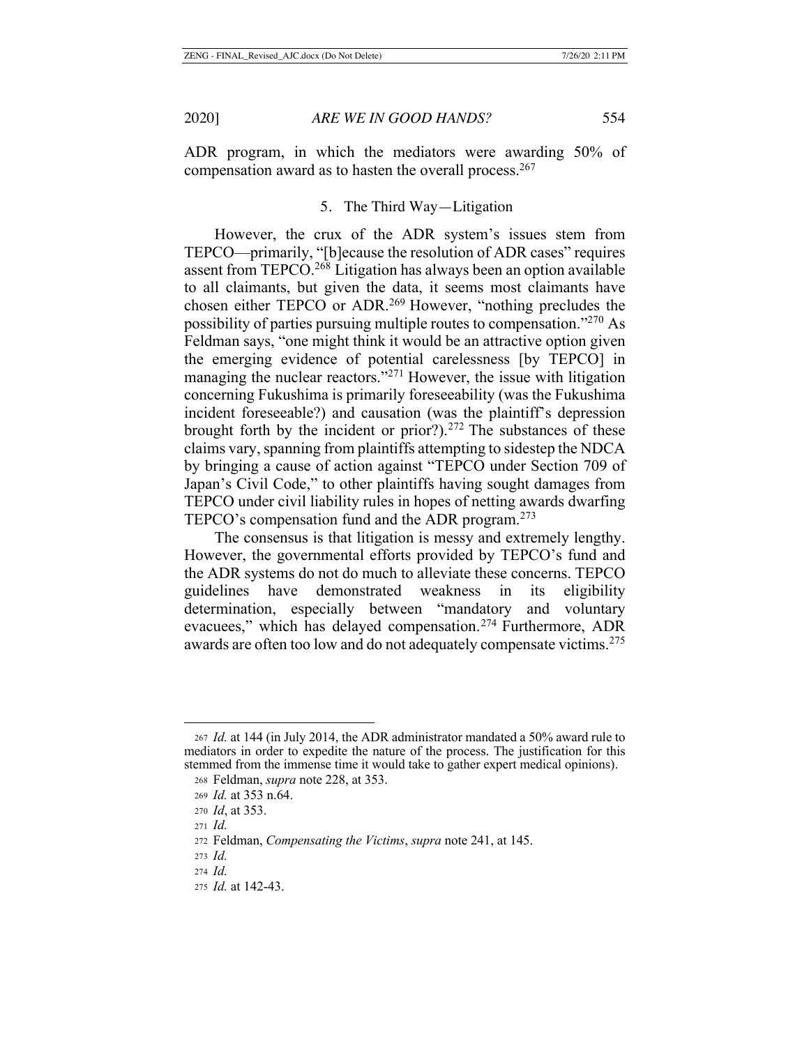ADR program, in which the mediators were awarding 50% of compensation award as to hasten the overall process.[267]

### 5. The Third Way—Litigation

However, the crux of the ADR system's issues stem from TEPCO—primarily, "[b]ecause the resolution of ADR cases" requires assent from TEPCO.[268] Litigation has always been an option available to all claimants, but given the data, it seems most claimants have chosen either TEPCO or ADR.[269] However, "nothing precludes the possibility of parties pursuing multiple routes to compensation."[270] As Feldman says, "one might think it would be an attractive option given the emerging evidence of potential carelessness [by TEPCO] in managing the nuclear reactors."[271] However, the issue with litigation concerning Fukushima is primarily foreseeability (was the Fukushima incident foreseeable?) and causation (was the plaintiff's depression brought forth by the incident or prior?).[272] The substances of these claims vary, spanning from plaintiffs attempting to sidestep the NDCA by bringing a cause of action against "TEPCO under Section 709 of Japan's Civil Code," to other plaintiffs having sought damages from TEPCO under civil liability rules in hopes of netting awards dwarfing TEPCO's compensation fund and the ADR program.[273]

The consensus is that litigation is messy and extremely lengthy. However, the governmental efforts provided by TEPCO's fund and the ADR systems do not do much to alleviate these concerns. TEPCO guidelines have demonstrated weakness in its eligibility determination, especially between "mandatory and voluntary evacuees," which has delayed compensation.[274] Furthermore, ADR awards are often too low and do not adequately compensate victims.[275]

---

267 *Id.* at 144 (in July 2014, the ADR administrator mandated a 50% award rule to mediators in order to expedite the nature of the process. The justification for this stemmed from the immense time it would take to gather expert medical opinions).

268 Feldman, *supra* note 228, at 353.

269 *Id.* at 353 n.64.

270 *Id*, at 353.

271 *Id.*

272 Feldman, *Compensating the Victims*, *supra* note 241, at 145.

273 *Id.*

274 *Id.*

275 *Id.* at 142-43.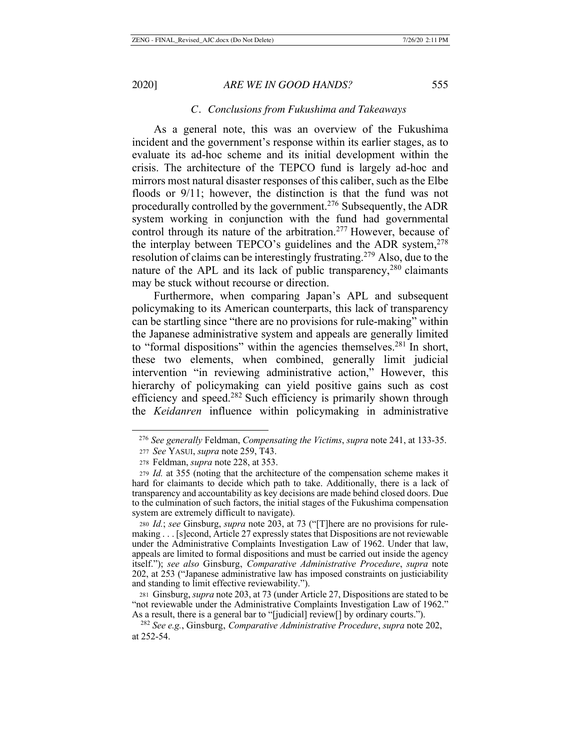### *C. Conclusions from Fukushima and Takeaways*

As a general note, this was an overview of the Fukushima incident and the government's response within its earlier stages, as to evaluate its ad-hoc scheme and its initial development within the crisis. The architecture of the TEPCO fund is largely ad-hoc and mirrors most natural disaster responses of this caliber, such as the Elbe floods or 9/11; however, the distinction is that the fund was not procedurally controlled by the government.[276] Subsequently, the ADR system working in conjunction with the fund had governmental control through its nature of the arbitration.[277] However, because of the interplay between TEPCO's guidelines and the ADR system,[278] resolution of claims can be interestingly frustrating.[279] Also, due to the nature of the APL and its lack of public transparency,[280] claimants may be stuck without recourse or direction.

Furthermore, when comparing Japan's APL and subsequent policymaking to its American counterparts, this lack of transparency can be startling since "there are no provisions for rule-making" within the Japanese administrative system and appeals are generally limited to "formal dispositions" within the agencies themselves.[281] In short, these two elements, when combined, generally limit judicial intervention "in reviewing administrative action," However, this hierarchy of policymaking can yield positive gains such as cost efficiency and speed.[282] Such efficiency is primarily shown through the *Keidanren* influence within policymaking in administrative

---

[276] *See generally* Feldman, *Compensating the Victims*, *supra* note 241, at 133-35.

[277] *See* YASUI, *supra* note 259, T43.

[278] Feldman, *supra* note 228, at 353.

[279] *Id.* at 355 (noting that the architecture of the compensation scheme makes it hard for claimants to decide which path to take. Additionally, there is a lack of transparency and accountability as key decisions are made behind closed doors. Due to the culmination of such factors, the initial stages of the Fukushima compensation system are extremely difficult to navigate).

[280] *Id.*; *see* Ginsburg, *supra* note 203, at 73 ("[T]here are no provisions for rule-making . . . [s]econd, Article 27 expressly states that Dispositions are not reviewable under the Administrative Complaints Investigation Law of 1962. Under that law, appeals are limited to formal dispositions and must be carried out inside the agency itself."); *see also* Ginsburg, *Comparative Administrative Procedure*, *supra* note 202, at 253 ("Japanese administrative law has imposed constraints on justiciability and standing to limit effective reviewability.").

[281] Ginsburg, *supra* note 203, at 73 (under Article 27, Dispositions are stated to be "not reviewable under the Administrative Complaints Investigation Law of 1962." As a result, there is a general bar to "[judicial] review[] by ordinary courts.").

[282] *See e.g.*, Ginsburg, *Comparative Administrative Procedure*, *supra* note 202, at 252-54.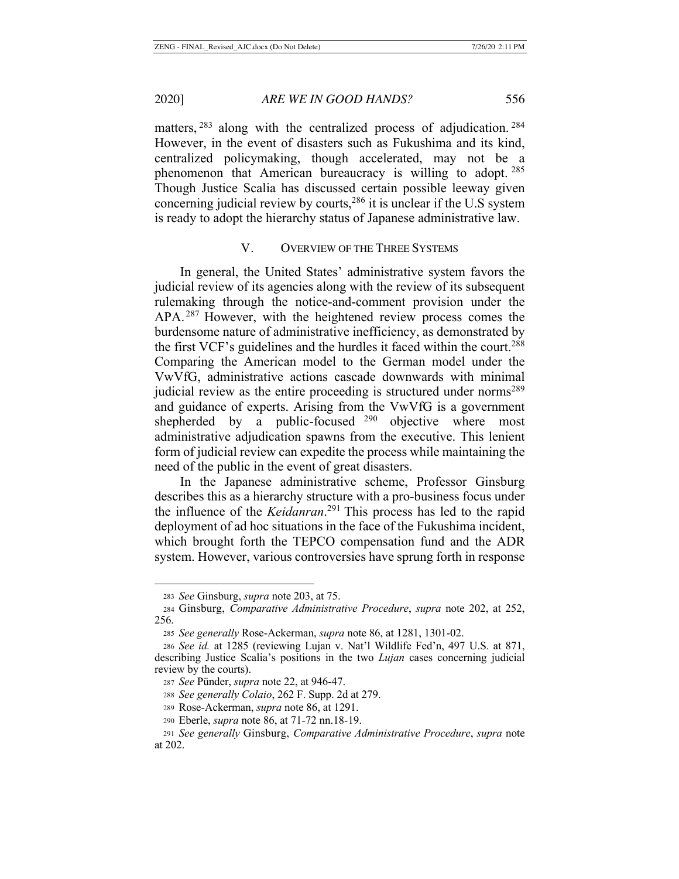matters,[283] along with the centralized process of adjudication.[284] However, in the event of disasters such as Fukushima and its kind, centralized policymaking, though accelerated, may not be a phenomenon that American bureaucracy is willing to adopt.[285] Though Justice Scalia has discussed certain possible leeway given concerning judicial review by courts,[286] it is unclear if the U.S system is ready to adopt the hierarchy status of Japanese administrative law.

## V. OVERVIEW OF THE THREE SYSTEMS

In general, the United States' administrative system favors the judicial review of its agencies along with the review of its subsequent rulemaking through the notice-and-comment provision under the APA.[287] However, with the heightened review process comes the burdensome nature of administrative inefficiency, as demonstrated by the first VCF's guidelines and the hurdles it faced within the court.[288] Comparing the American model to the German model under the VwVfG, administrative actions cascade downwards with minimal judicial review as the entire proceeding is structured under norms[289] and guidance of experts. Arising from the VwVfG is a government shepherded by a public-focused[290] objective where most administrative adjudication spawns from the executive. This lenient form of judicial review can expedite the process while maintaining the need of the public in the event of great disasters.

In the Japanese administrative scheme, Professor Ginsburg describes this as a hierarchy structure with a pro-business focus under the influence of the *Keidanran*.[291] This process has led to the rapid deployment of ad hoc situations in the face of the Fukushima incident, which brought forth the TEPCO compensation fund and the ADR system. However, various controversies have sprung forth in response

---

283 *See* Ginsburg, *supra* note 203, at 75.

284 Ginsburg, *Comparative Administrative Procedure*, *supra* note 202, at 252, 256.

285 *See generally* Rose-Ackerman, *supra* note 86, at 1281, 1301-02.

286 *See id.* at 1285 (reviewing Lujan v. Nat'l Wildlife Fed'n, 497 U.S. at 871, describing Justice Scalia's positions in the two *Lujan* cases concerning judicial review by the courts).

287 *See* Pünder, *supra* note 22, at 946-47.

288 *See generally Colaio*, 262 F. Supp. 2d at 279.

289 Rose-Ackerman, *supra* note 86, at 1291.

290 Eberle, *supra* note 86, at 71-72 nn.18-19.

291 *See generally* Ginsburg, *Comparative Administrative Procedure*, *supra* note at 202.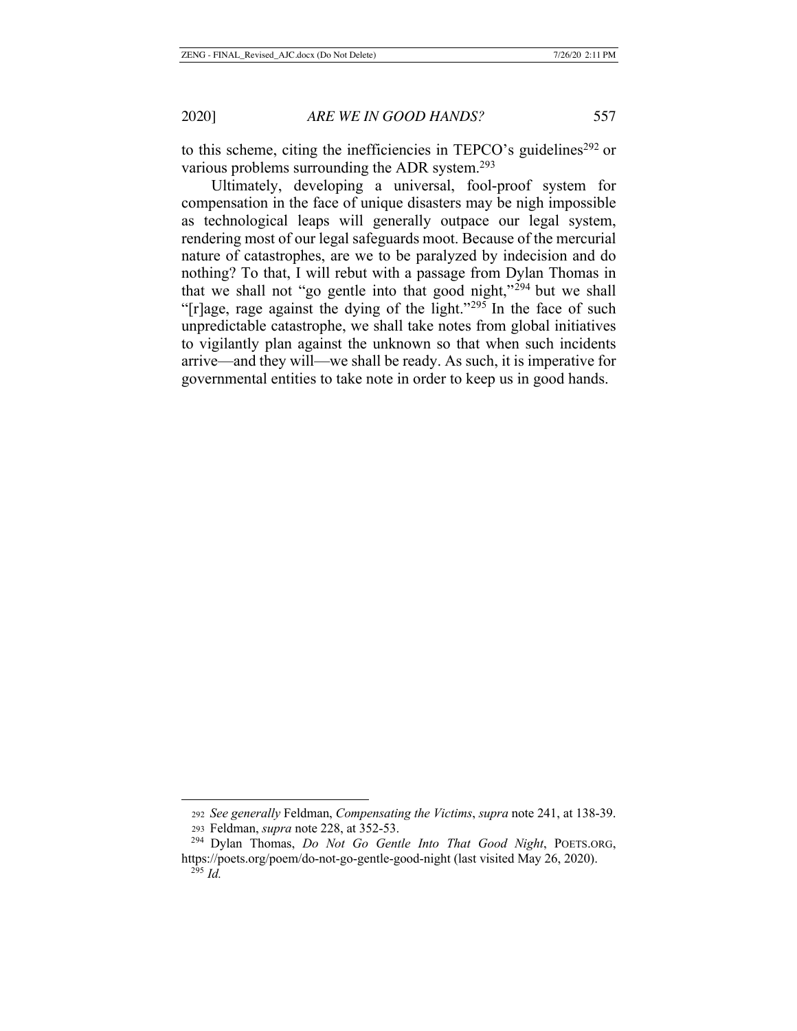to this scheme, citing the inefficiencies in TEPCO's guidelines[292] or various problems surrounding the ADR system.[293]

Ultimately, developing a universal, fool-proof system for compensation in the face of unique disasters may be nigh impossible as technological leaps will generally outpace our legal system, rendering most of our legal safeguards moot. Because of the mercurial nature of catastrophes, are we to be paralyzed by indecision and do nothing? To that, I will rebut with a passage from Dylan Thomas in that we shall not "go gentle into that good night,"[294] but we shall "[r]age, rage against the dying of the light."[295] In the face of such unpredictable catastrophe, we shall take notes from global initiatives to vigilantly plan against the unknown so that when such incidents arrive—and they will—we shall be ready. As such, it is imperative for governmental entities to take note in order to keep us in good hands.

---

292 *See generally* Feldman, *Compensating the Victims*, *supra* note 241, at 138-39.

293 Feldman, *supra* note 228, at 352-53.

294 Dylan Thomas, *Do Not Go Gentle Into That Good Night*, POETS.ORG, https://poets.org/poem/do-not-go-gentle-good-night (last visited May 26, 2020).

295 *Id.*